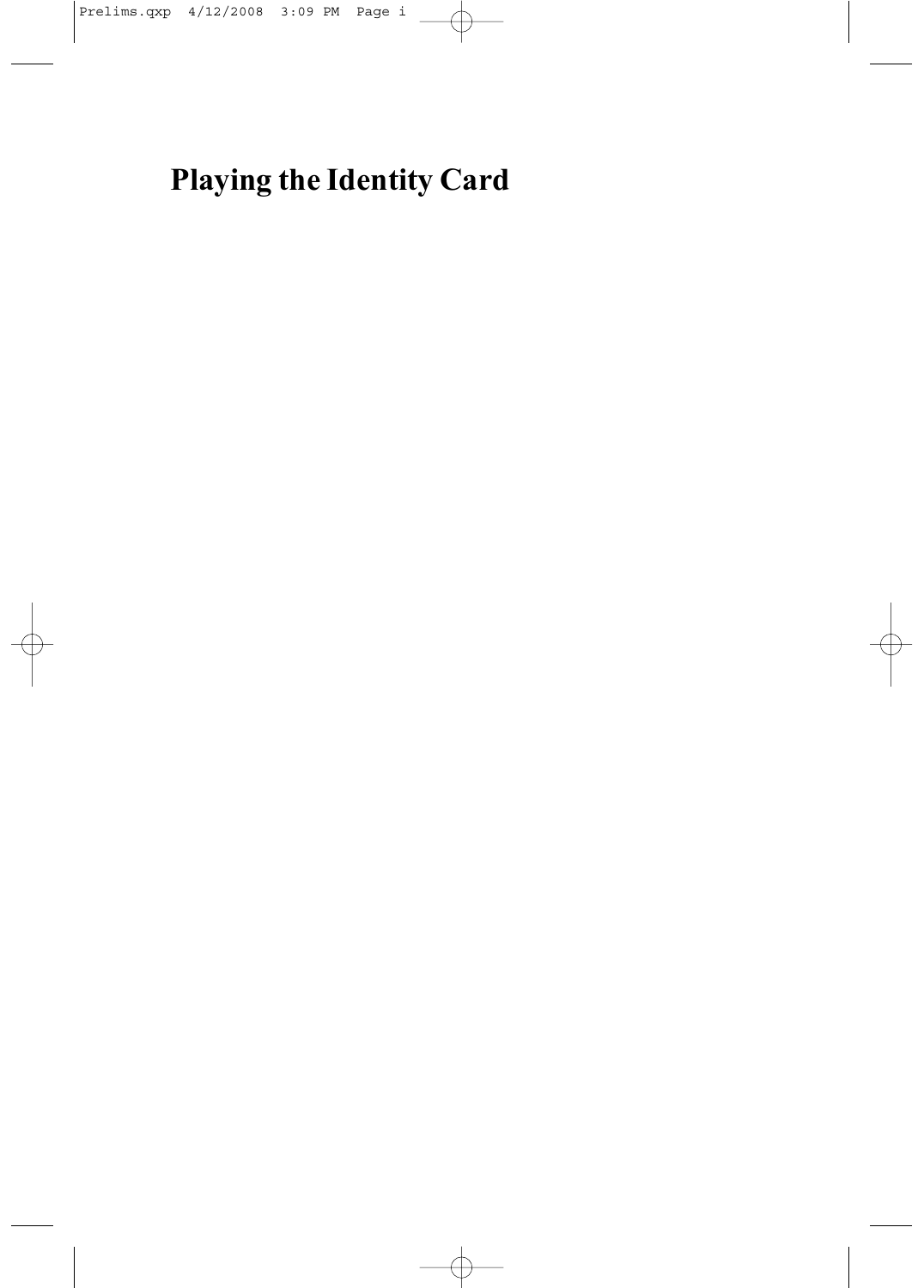# Playing the Identity Card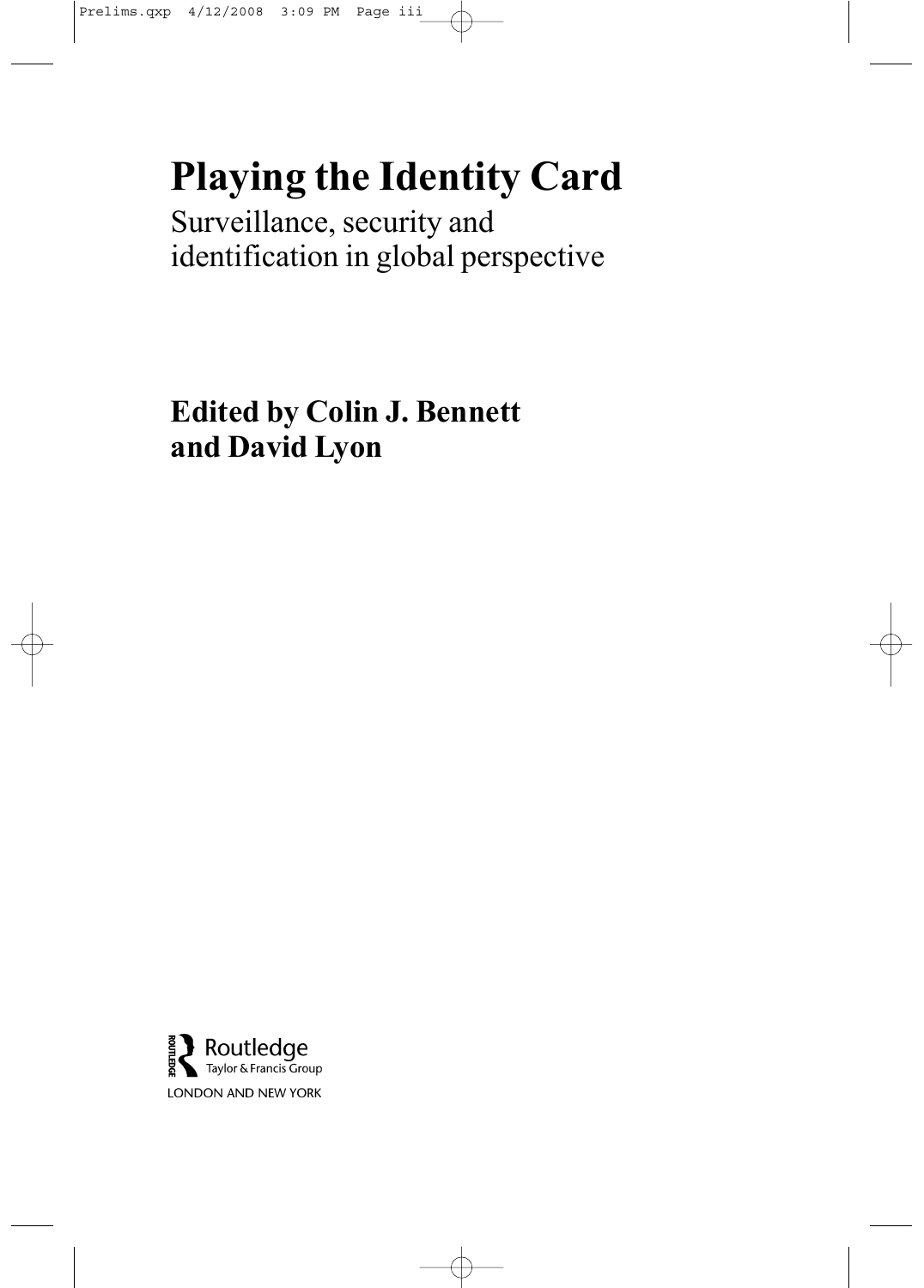# Playing the Identity Card

Surveillance, security and identification in global perspective

**Edited by Colin J. Bennett and David Lyon**

Routledge
Taylor & Francis Group

LONDON AND NEW YORK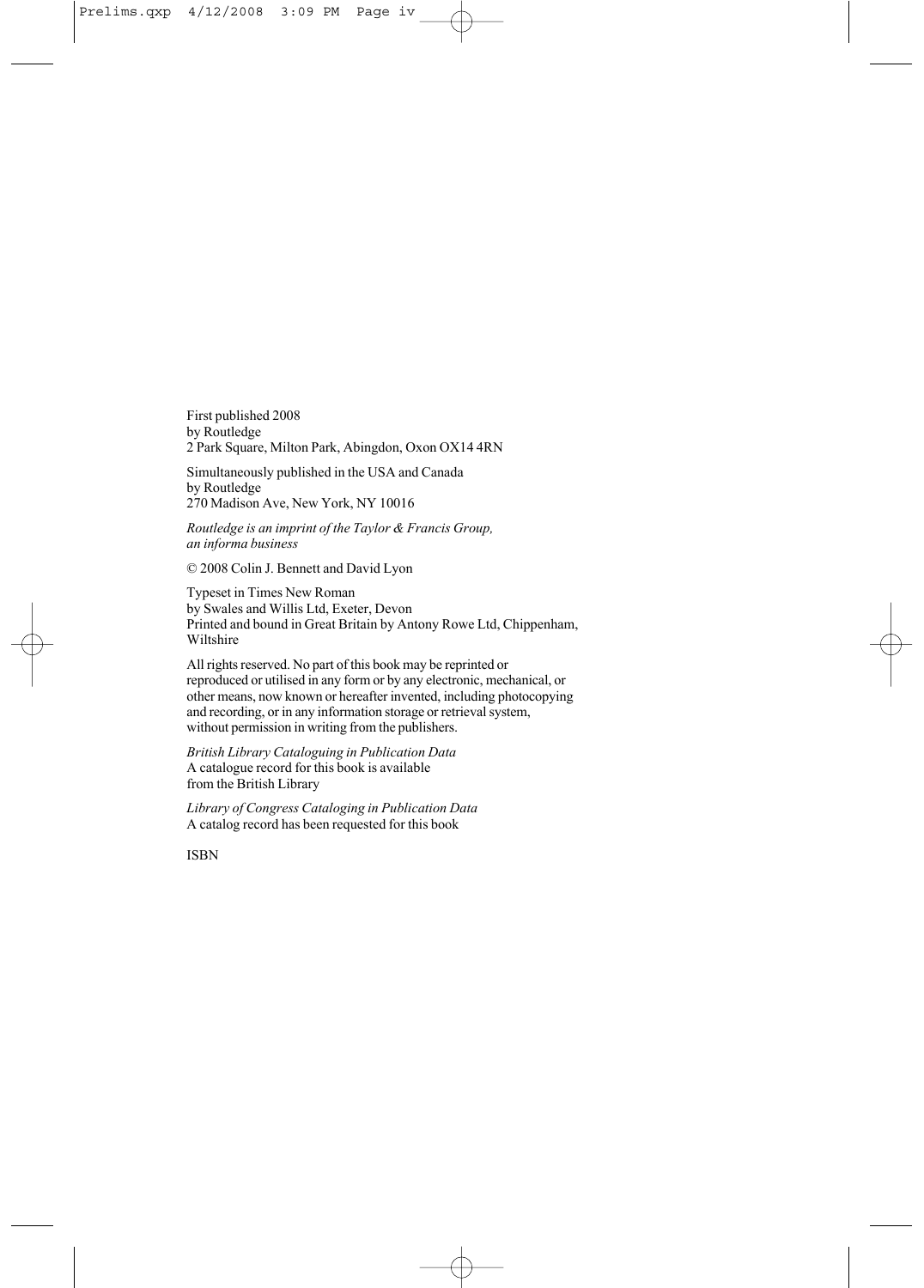First published 2008
by Routledge
2 Park Square, Milton Park, Abingdon, Oxon OX14 4RN

Simultaneously published in the USA and Canada
by Routledge
270 Madison Ave, New York, NY 10016

*Routledge is an imprint of the Taylor & Francis Group, an informa business*

© 2008 Colin J. Bennett and David Lyon

Typeset in Times New Roman
by Swales and Willis Ltd, Exeter, Devon
Printed and bound in Great Britain by Antony Rowe Ltd, Chippenham, Wiltshire

All rights reserved. No part of this book may be reprinted or reproduced or utilised in any form or by any electronic, mechanical, or other means, now known or hereafter invented, including photocopying and recording, or in any information storage or retrieval system, without permission in writing from the publishers.

*British Library Cataloguing in Publication Data*
A catalogue record for this book is available from the British Library

*Library of Congress Cataloging in Publication Data*
A catalog record has been requested for this book

ISBN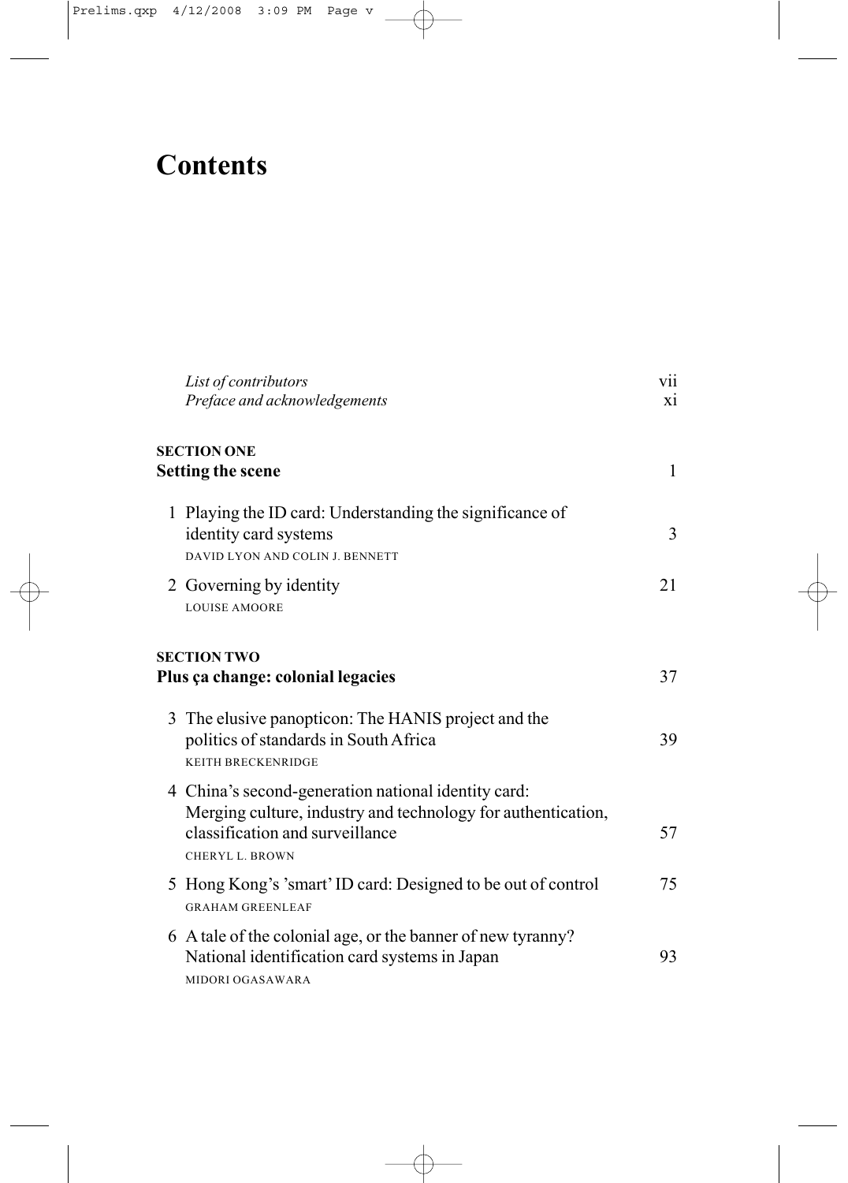# Contents

| | |
|---|---:|
| *List of contributors* | vii |
| *Preface and acknowledgements* | xi |

**SECTION ONE**
**Setting the scene** — 1

1 Playing the ID card: Understanding the significance of identity card systems — 3
DAVID LYON AND COLIN J. BENNETT

2 Governing by identity — 21
LOUISE AMOORE

**SECTION TWO**
**Plus ça change: colonial legacies** — 37

3 The elusive panopticon: The HANIS project and the politics of standards in South Africa — 39
KEITH BRECKENRIDGE

4 China's second-generation national identity card: Merging culture, industry and technology for authentication, classification and surveillance — 57
CHERYL L. BROWN

5 Hong Kong's 'smart' ID card: Designed to be out of control — 75
GRAHAM GREENLEAF

6 A tale of the colonial age, or the banner of new tyranny? National identification card systems in Japan — 93
MIDORI OGASAWARA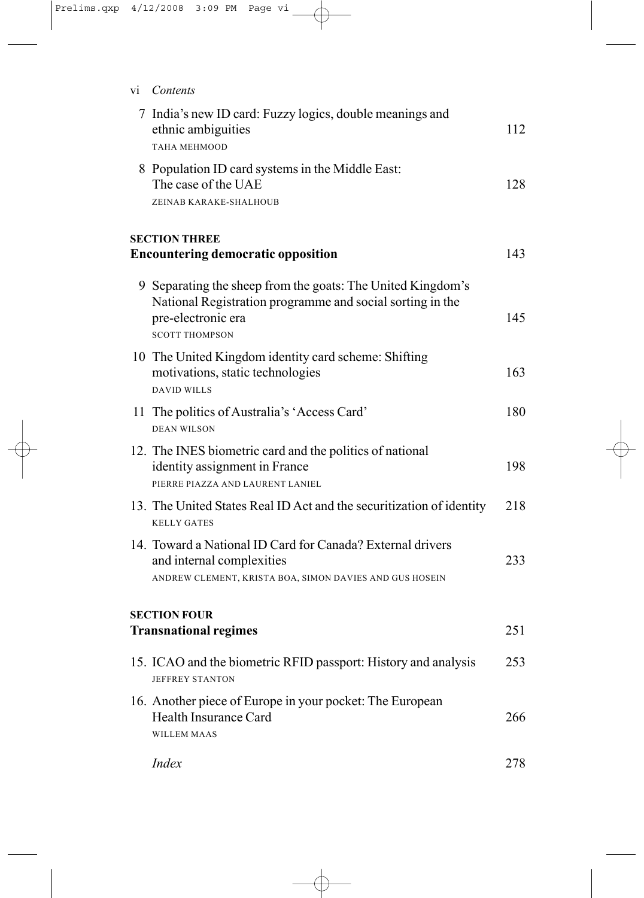7 India's new ID card: Fuzzy logics, double meanings and ethnic ambiguities — 112
TAHA MEHMOOD

8 Population ID card systems in the Middle East: The case of the UAE — 128
ZEINAB KARAKE-SHALHOUB

## SECTION THREE
## Encountering democratic opposition — 143

9 Separating the sheep from the goats: The United Kingdom's National Registration programme and social sorting in the pre-electronic era — 145
SCOTT THOMPSON

10 The United Kingdom identity card scheme: Shifting motivations, static technologies — 163
DAVID WILLS

11 The politics of Australia's 'Access Card' — 180
DEAN WILSON

12. The INES biometric card and the politics of national identity assignment in France — 198
PIERRE PIAZZA AND LAURENT LANIEL

13. The United States Real ID Act and the securitization of identity — 218
KELLY GATES

14. Toward a National ID Card for Canada? External drivers and internal complexities — 233
ANDREW CLEMENT, KRISTA BOA, SIMON DAVIES AND GUS HOSEIN

## SECTION FOUR
## Transnational regimes — 251

15. ICAO and the biometric RFID passport: History and analysis — 253
JEFFREY STANTON

16. Another piece of Europe in your pocket: The European Health Insurance Card — 266
WILLEM MAAS

*Index* — 278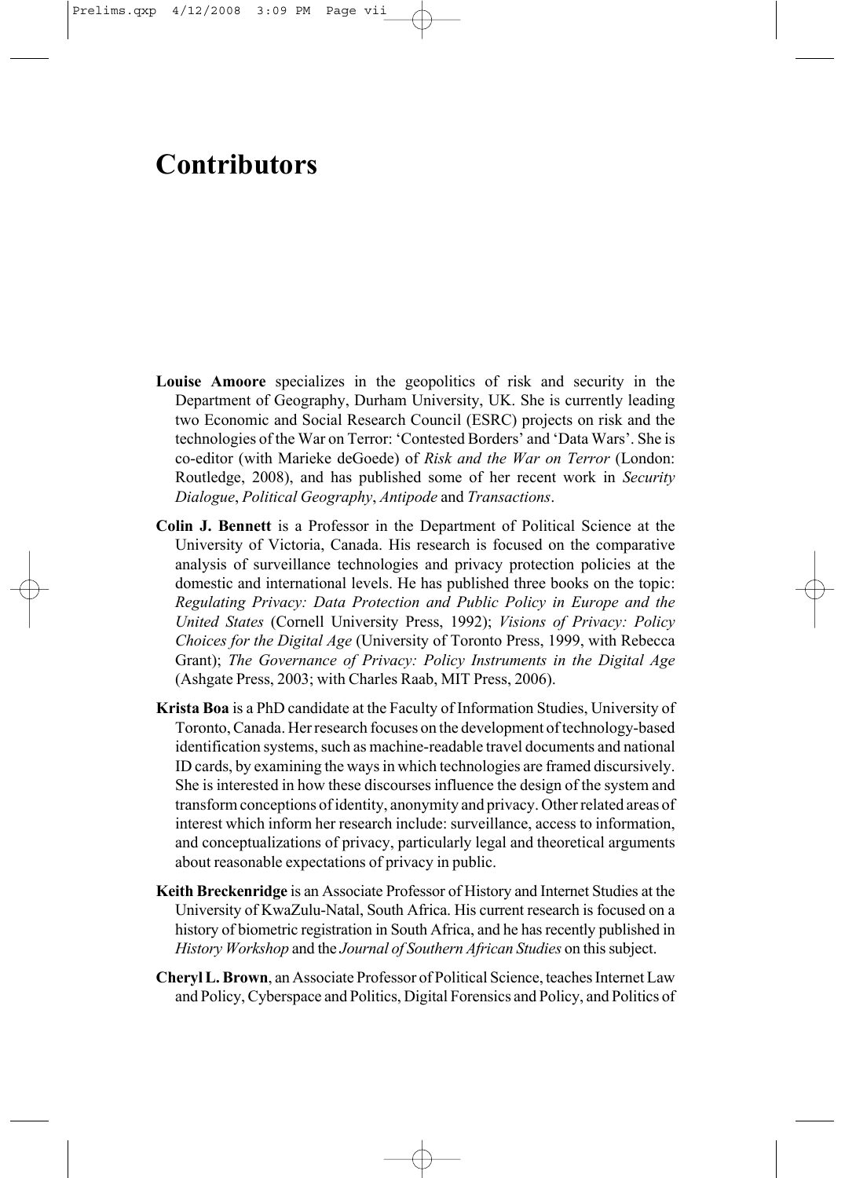# Contributors

**Louise Amoore** specializes in the geopolitics of risk and security in the Department of Geography, Durham University, UK. She is currently leading two Economic and Social Research Council (ESRC) projects on risk and the technologies of the War on Terror: 'Contested Borders' and 'Data Wars'. She is co-editor (with Marieke deGoede) of *Risk and the War on Terror* (London: Routledge, 2008), and has published some of her recent work in *Security Dialogue*, *Political Geography*, *Antipode* and *Transactions*.

**Colin J. Bennett** is a Professor in the Department of Political Science at the University of Victoria, Canada. His research is focused on the comparative analysis of surveillance technologies and privacy protection policies at the domestic and international levels. He has published three books on the topic: *Regulating Privacy: Data Protection and Public Policy in Europe and the United States* (Cornell University Press, 1992); *Visions of Privacy: Policy Choices for the Digital Age* (University of Toronto Press, 1999, with Rebecca Grant); *The Governance of Privacy: Policy Instruments in the Digital Age* (Ashgate Press, 2003; with Charles Raab, MIT Press, 2006).

**Krista Boa** is a PhD candidate at the Faculty of Information Studies, University of Toronto, Canada. Her research focuses on the development of technology-based identification systems, such as machine-readable travel documents and national ID cards, by examining the ways in which technologies are framed discursively. She is interested in how these discourses influence the design of the system and transform conceptions of identity, anonymity and privacy. Other related areas of interest which inform her research include: surveillance, access to information, and conceptualizations of privacy, particularly legal and theoretical arguments about reasonable expectations of privacy in public.

**Keith Breckenridge** is an Associate Professor of History and Internet Studies at the University of KwaZulu-Natal, South Africa. His current research is focused on a history of biometric registration in South Africa, and he has recently published in *History Workshop* and the *Journal of Southern African Studies* on this subject.

**Cheryl L. Brown**, an Associate Professor of Political Science, teaches Internet Law and Policy, Cyberspace and Politics, Digital Forensics and Policy, and Politics of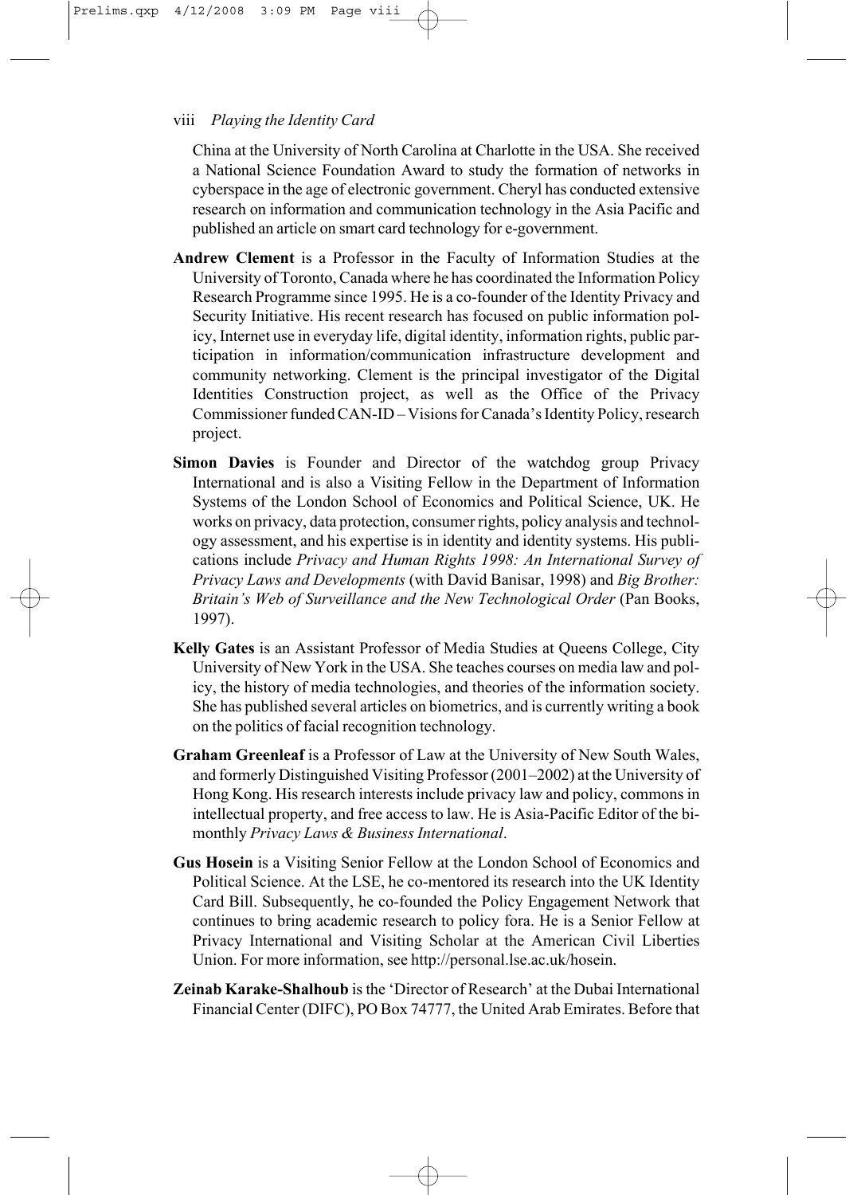China at the University of North Carolina at Charlotte in the USA. She received a National Science Foundation Award to study the formation of networks in cyberspace in the age of electronic government. Cheryl has conducted extensive research on information and communication technology in the Asia Pacific and published an article on smart card technology for e-government.

**Andrew Clement** is a Professor in the Faculty of Information Studies at the University of Toronto, Canada where he has coordinated the Information Policy Research Programme since 1995. He is a co-founder of the Identity Privacy and Security Initiative. His recent research has focused on public information policy, Internet use in everyday life, digital identity, information rights, public participation in information/communication infrastructure development and community networking. Clement is the principal investigator of the Digital Identities Construction project, as well as the Office of the Privacy Commissioner funded CAN-ID – Visions for Canada's Identity Policy, research project.

**Simon Davies** is Founder and Director of the watchdog group Privacy International and is also a Visiting Fellow in the Department of Information Systems of the London School of Economics and Political Science, UK. He works on privacy, data protection, consumer rights, policy analysis and technology assessment, and his expertise is in identity and identity systems. His publications include *Privacy and Human Rights 1998: An International Survey of Privacy Laws and Developments* (with David Banisar, 1998) and *Big Brother: Britain's Web of Surveillance and the New Technological Order* (Pan Books, 1997).

**Kelly Gates** is an Assistant Professor of Media Studies at Queens College, City University of New York in the USA. She teaches courses on media law and policy, the history of media technologies, and theories of the information society. She has published several articles on biometrics, and is currently writing a book on the politics of facial recognition technology.

**Graham Greenleaf** is a Professor of Law at the University of New South Wales, and formerly Distinguished Visiting Professor (2001–2002) at the University of Hong Kong. His research interests include privacy law and policy, commons in intellectual property, and free access to law. He is Asia-Pacific Editor of the bi-monthly *Privacy Laws & Business International*.

**Gus Hosein** is a Visiting Senior Fellow at the London School of Economics and Political Science. At the LSE, he co-mentored its research into the UK Identity Card Bill. Subsequently, he co-founded the Policy Engagement Network that continues to bring academic research to policy fora. He is a Senior Fellow at Privacy International and Visiting Scholar at the American Civil Liberties Union. For more information, see http://personal.lse.ac.uk/hosein.

**Zeinab Karake-Shalhoub** is the 'Director of Research' at the Dubai International Financial Center (DIFC), PO Box 74777, the United Arab Emirates. Before that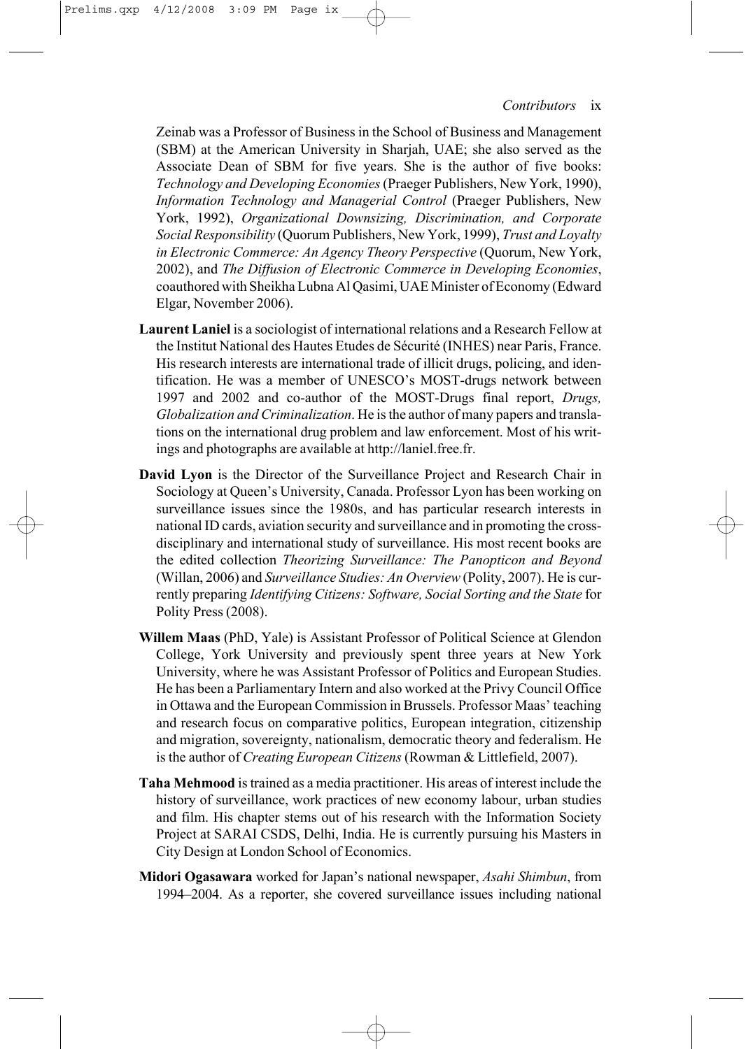Zeinab was a Professor of Business in the School of Business and Management (SBM) at the American University in Sharjah, UAE; she also served as the Associate Dean of SBM for five years. She is the author of five books: *Technology and Developing Economies* (Praeger Publishers, New York, 1990), *Information Technology and Managerial Control* (Praeger Publishers, New York, 1992), *Organizational Downsizing, Discrimination, and Corporate Social Responsibility* (Quorum Publishers, New York, 1999), *Trust and Loyalty in Electronic Commerce: An Agency Theory Perspective* (Quorum, New York, 2002), and *The Diffusion of Electronic Commerce in Developing Economies*, coauthored with Sheikha Lubna Al Qasimi, UAE Minister of Economy (Edward Elgar, November 2006).

**Laurent Laniel** is a sociologist of international relations and a Research Fellow at the Institut National des Hautes Etudes de Sécurité (INHES) near Paris, France. His research interests are international trade of illicit drugs, policing, and identification. He was a member of UNESCO's MOST-drugs network between 1997 and 2002 and co-author of the MOST-Drugs final report, *Drugs, Globalization and Criminalization*. He is the author of many papers and translations on the international drug problem and law enforcement. Most of his writings and photographs are available at http://laniel.free.fr.

**David Lyon** is the Director of the Surveillance Project and Research Chair in Sociology at Queen's University, Canada. Professor Lyon has been working on surveillance issues since the 1980s, and has particular research interests in national ID cards, aviation security and surveillance and in promoting the cross-disciplinary and international study of surveillance. His most recent books are the edited collection *Theorizing Surveillance: The Panopticon and Beyond* (Willan, 2006) and *Surveillance Studies: An Overview* (Polity, 2007). He is currently preparing *Identifying Citizens: Software, Social Sorting and the State* for Polity Press (2008).

**Willem Maas** (PhD, Yale) is Assistant Professor of Political Science at Glendon College, York University and previously spent three years at New York University, where he was Assistant Professor of Politics and European Studies. He has been a Parliamentary Intern and also worked at the Privy Council Office in Ottawa and the European Commission in Brussels. Professor Maas' teaching and research focus on comparative politics, European integration, citizenship and migration, sovereignty, nationalism, democratic theory and federalism. He is the author of *Creating European Citizens* (Rowman & Littlefield, 2007).

**Taha Mehmood** is trained as a media practitioner. His areas of interest include the history of surveillance, work practices of new economy labour, urban studies and film. His chapter stems out of his research with the Information Society Project at SARAI CSDS, Delhi, India. He is currently pursuing his Masters in City Design at London School of Economics.

**Midori Ogasawara** worked for Japan's national newspaper, *Asahi Shimbun*, from 1994–2004. As a reporter, she covered surveillance issues including national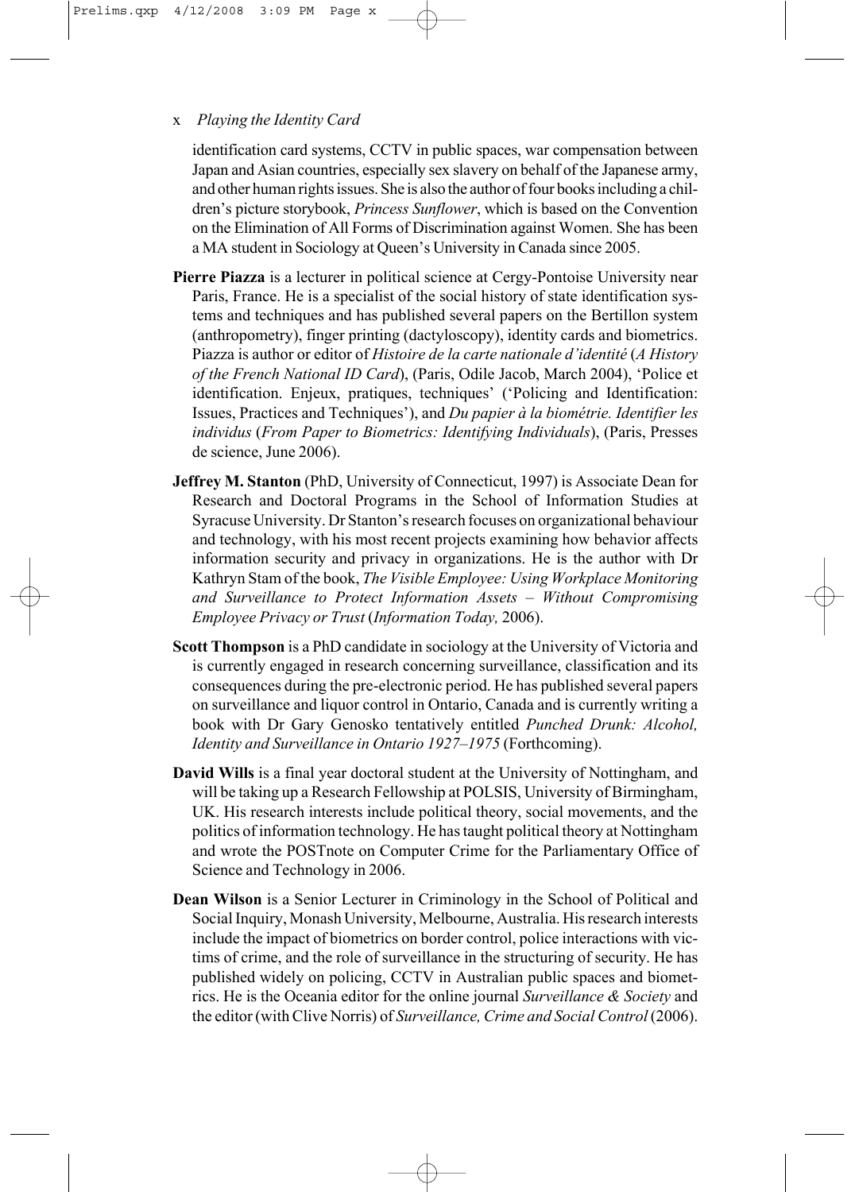identification card systems, CCTV in public spaces, war compensation between Japan and Asian countries, especially sex slavery on behalf of the Japanese army, and other human rights issues. She is also the author of four books including a children's picture storybook, *Princess Sunflower*, which is based on the Convention on the Elimination of All Forms of Discrimination against Women. She has been a MA student in Sociology at Queen's University in Canada since 2005.

**Pierre Piazza** is a lecturer in political science at Cergy-Pontoise University near Paris, France. He is a specialist of the social history of state identification systems and techniques and has published several papers on the Bertillon system (anthropometry), finger printing (dactyloscopy), identity cards and biometrics. Piazza is author or editor of *Histoire de la carte nationale d'identité* (*A History of the French National ID Card*), (Paris, Odile Jacob, March 2004), 'Police et identification. Enjeux, pratiques, techniques' ('Policing and Identification: Issues, Practices and Techniques'), and *Du papier à la biométrie. Identifier les individus* (*From Paper to Biometrics: Identifying Individuals*), (Paris, Presses de science, June 2006).

**Jeffrey M. Stanton** (PhD, University of Connecticut, 1997) is Associate Dean for Research and Doctoral Programs in the School of Information Studies at Syracuse University. Dr Stanton's research focuses on organizational behaviour and technology, with his most recent projects examining how behavior affects information security and privacy in organizations. He is the author with Dr Kathryn Stam of the book, *The Visible Employee: Using Workplace Monitoring and Surveillance to Protect Information Assets – Without Compromising Employee Privacy or Trust* (*Information Today,* 2006).

**Scott Thompson** is a PhD candidate in sociology at the University of Victoria and is currently engaged in research concerning surveillance, classification and its consequences during the pre-electronic period. He has published several papers on surveillance and liquor control in Ontario, Canada and is currently writing a book with Dr Gary Genosko tentatively entitled *Punched Drunk: Alcohol, Identity and Surveillance in Ontario 1927–1975* (Forthcoming).

**David Wills** is a final year doctoral student at the University of Nottingham, and will be taking up a Research Fellowship at POLSIS, University of Birmingham, UK. His research interests include political theory, social movements, and the politics of information technology. He has taught political theory at Nottingham and wrote the POSTnote on Computer Crime for the Parliamentary Office of Science and Technology in 2006.

**Dean Wilson** is a Senior Lecturer in Criminology in the School of Political and Social Inquiry, Monash University, Melbourne, Australia. His research interests include the impact of biometrics on border control, police interactions with victims of crime, and the role of surveillance in the structuring of security. He has published widely on policing, CCTV in Australian public spaces and biometrics. He is the Oceania editor for the online journal *Surveillance & Society* and the editor (with Clive Norris) of *Surveillance, Crime and Social Control* (2006).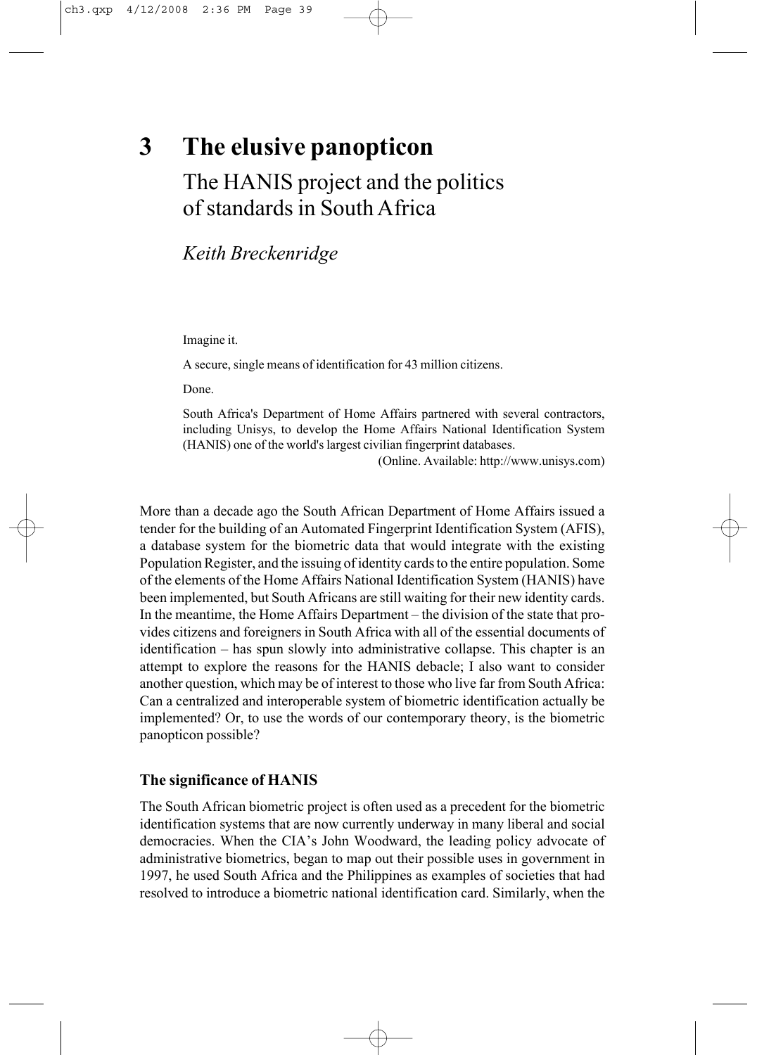# 3 The elusive panopticon

## The HANIS project and the politics of standards in South Africa

*Keith Breckenridge*

> Imagine it.
>
> A secure, single means of identification for 43 million citizens.
>
> Done.
>
> South Africa's Department of Home Affairs partnered with several contractors, including Unisys, to develop the Home Affairs National Identification System (HANIS) one of the world's largest civilian fingerprint databases.
>
> (Online. Available: http://www.unisys.com)

More than a decade ago the South African Department of Home Affairs issued a tender for the building of an Automated Fingerprint Identification System (AFIS), a database system for the biometric data that would integrate with the existing Population Register, and the issuing of identity cards to the entire population. Some of the elements of the Home Affairs National Identification System (HANIS) have been implemented, but South Africans are still waiting for their new identity cards. In the meantime, the Home Affairs Department – the division of the state that provides citizens and foreigners in South Africa with all of the essential documents of identification – has spun slowly into administrative collapse. This chapter is an attempt to explore the reasons for the HANIS debacle; I also want to consider another question, which may be of interest to those who live far from South Africa: Can a centralized and interoperable system of biometric identification actually be implemented? Or, to use the words of our contemporary theory, is the biometric panopticon possible?

### The significance of HANIS

The South African biometric project is often used as a precedent for the biometric identification systems that are now currently underway in many liberal and social democracies. When the CIA's John Woodward, the leading policy advocate of administrative biometrics, began to map out their possible uses in government in 1997, he used South Africa and the Philippines as examples of societies that had resolved to introduce a biometric national identification card. Similarly, when the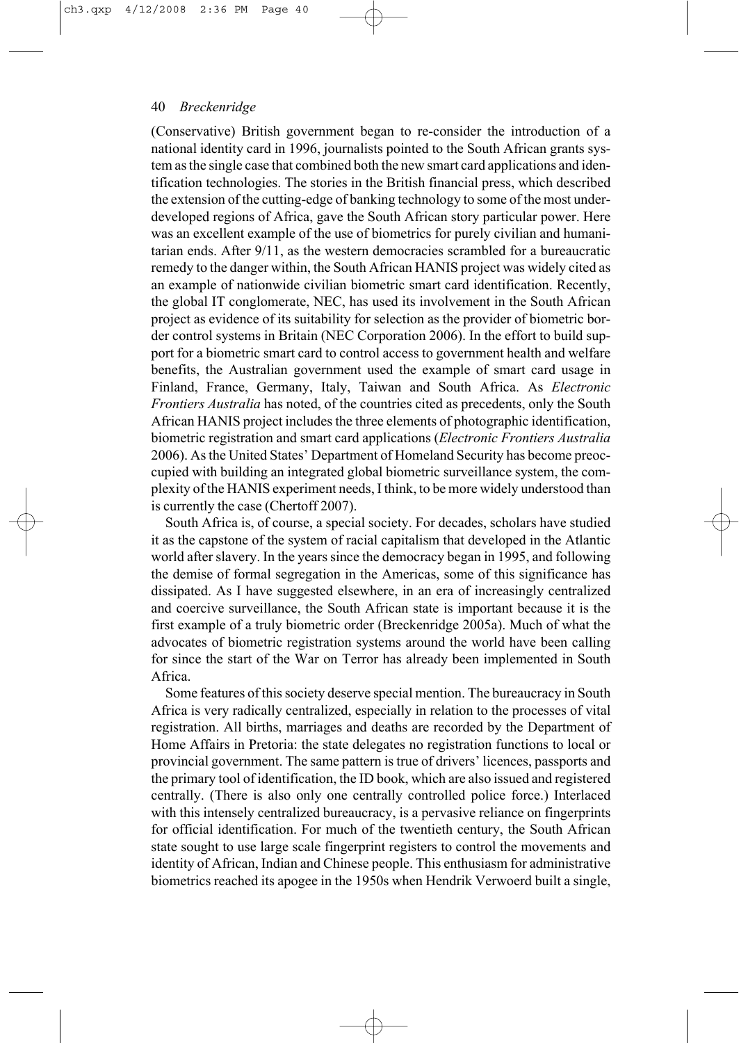(Conservative) British government began to re-consider the introduction of a national identity card in 1996, journalists pointed to the South African grants system as the single case that combined both the new smart card applications and identification technologies. The stories in the British financial press, which described the extension of the cutting-edge of banking technology to some of the most underdeveloped regions of Africa, gave the South African story particular power. Here was an excellent example of the use of biometrics for purely civilian and humanitarian ends. After 9/11, as the western democracies scrambled for a bureaucratic remedy to the danger within, the South African HANIS project was widely cited as an example of nationwide civilian biometric smart card identification. Recently, the global IT conglomerate, NEC, has used its involvement in the South African project as evidence of its suitability for selection as the provider of biometric border control systems in Britain (NEC Corporation 2006). In the effort to build support for a biometric smart card to control access to government health and welfare benefits, the Australian government used the example of smart card usage in Finland, France, Germany, Italy, Taiwan and South Africa. As *Electronic Frontiers Australia* has noted, of the countries cited as precedents, only the South African HANIS project includes the three elements of photographic identification, biometric registration and smart card applications (*Electronic Frontiers Australia* 2006). As the United States' Department of Homeland Security has become preoccupied with building an integrated global biometric surveillance system, the complexity of the HANIS experiment needs, I think, to be more widely understood than is currently the case (Chertoff 2007).

South Africa is, of course, a special society. For decades, scholars have studied it as the capstone of the system of racial capitalism that developed in the Atlantic world after slavery. In the years since the democracy began in 1995, and following the demise of formal segregation in the Americas, some of this significance has dissipated. As I have suggested elsewhere, in an era of increasingly centralized and coercive surveillance, the South African state is important because it is the first example of a truly biometric order (Breckenridge 2005a). Much of what the advocates of biometric registration systems around the world have been calling for since the start of the War on Terror has already been implemented in South Africa.

Some features of this society deserve special mention. The bureaucracy in South Africa is very radically centralized, especially in relation to the processes of vital registration. All births, marriages and deaths are recorded by the Department of Home Affairs in Pretoria: the state delegates no registration functions to local or provincial government. The same pattern is true of drivers' licences, passports and the primary tool of identification, the ID book, which are also issued and registered centrally. (There is also only one centrally controlled police force.) Interlaced with this intensely centralized bureaucracy, is a pervasive reliance on fingerprints for official identification. For much of the twentieth century, the South African state sought to use large scale fingerprint registers to control the movements and identity of African, Indian and Chinese people. This enthusiasm for administrative biometrics reached its apogee in the 1950s when Hendrik Verwoerd built a single,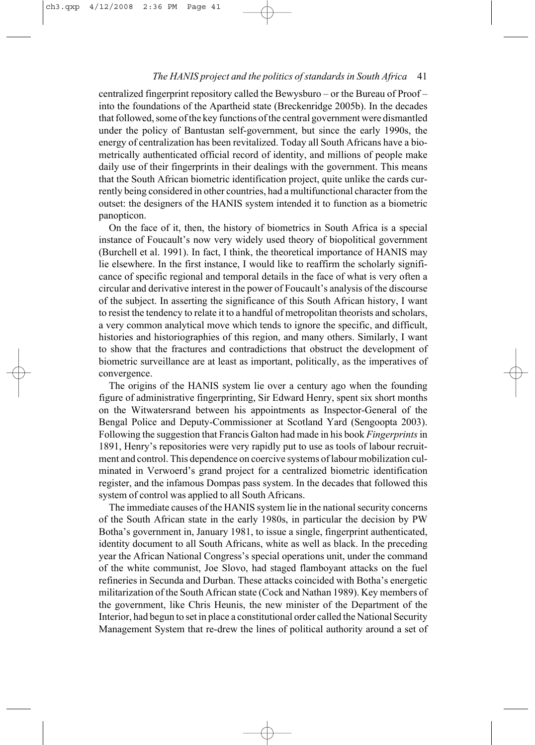centralized fingerprint repository called the Bewysburo – or the Bureau of Proof – into the foundations of the Apartheid state (Breckenridge 2005b). In the decades that followed, some of the key functions of the central government were dismantled under the policy of Bantustan self-government, but since the early 1990s, the energy of centralization has been revitalized. Today all South Africans have a biometrically authenticated official record of identity, and millions of people make daily use of their fingerprints in their dealings with the government. This means that the South African biometric identification project, quite unlike the cards currently being considered in other countries, had a multifunctional character from the outset: the designers of the HANIS system intended it to function as a biometric panopticon.

On the face of it, then, the history of biometrics in South Africa is a special instance of Foucault's now very widely used theory of biopolitical government (Burchell et al. 1991). In fact, I think, the theoretical importance of HANIS may lie elsewhere. In the first instance, I would like to reaffirm the scholarly significance of specific regional and temporal details in the face of what is very often a circular and derivative interest in the power of Foucault's analysis of the discourse of the subject. In asserting the significance of this South African history, I want to resist the tendency to relate it to a handful of metropolitan theorists and scholars, a very common analytical move which tends to ignore the specific, and difficult, histories and historiographies of this region, and many others. Similarly, I want to show that the fractures and contradictions that obstruct the development of biometric surveillance are at least as important, politically, as the imperatives of convergence.

The origins of the HANIS system lie over a century ago when the founding figure of administrative fingerprinting, Sir Edward Henry, spent six short months on the Witwatersrand between his appointments as Inspector-General of the Bengal Police and Deputy-Commissioner at Scotland Yard (Sengoopta 2003). Following the suggestion that Francis Galton had made in his book *Fingerprints* in 1891, Henry's repositories were very rapidly put to use as tools of labour recruitment and control. This dependence on coercive systems of labour mobilization culminated in Verwoerd's grand project for a centralized biometric identification register, and the infamous Dompas pass system. In the decades that followed this system of control was applied to all South Africans.

The immediate causes of the HANIS system lie in the national security concerns of the South African state in the early 1980s, in particular the decision by PW Botha's government in, January 1981, to issue a single, fingerprint authenticated, identity document to all South Africans, white as well as black. In the preceding year the African National Congress's special operations unit, under the command of the white communist, Joe Slovo, had staged flamboyant attacks on the fuel refineries in Secunda and Durban. These attacks coincided with Botha's energetic militarization of the South African state (Cock and Nathan 1989). Key members of the government, like Chris Heunis, the new minister of the Department of the Interior, had begun to set in place a constitutional order called the National Security Management System that re-drew the lines of political authority around a set of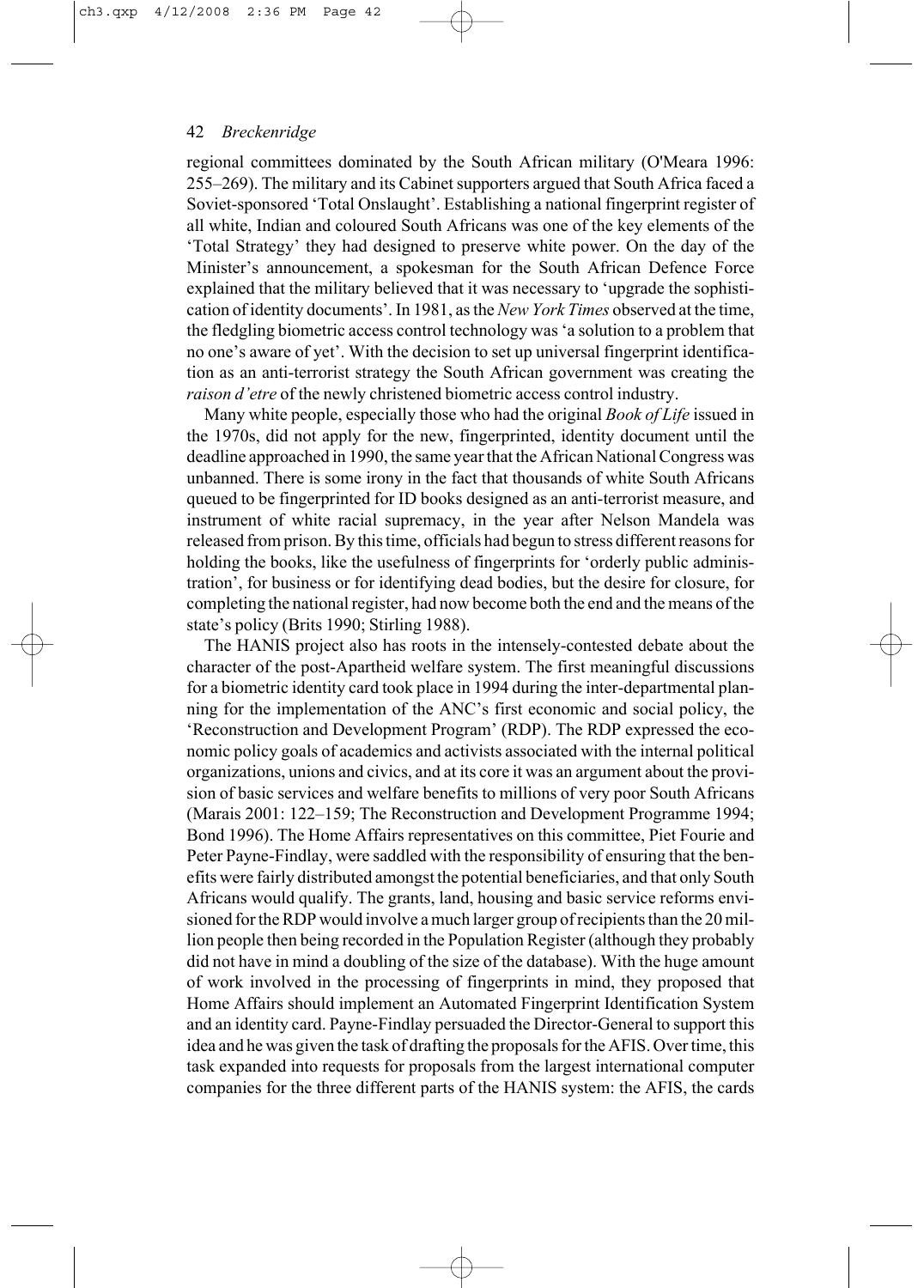regional committees dominated by the South African military (O'Meara 1996: 255–269). The military and its Cabinet supporters argued that South Africa faced a Soviet-sponsored 'Total Onslaught'. Establishing a national fingerprint register of all white, Indian and coloured South Africans was one of the key elements of the 'Total Strategy' they had designed to preserve white power. On the day of the Minister's announcement, a spokesman for the South African Defence Force explained that the military believed that it was necessary to 'upgrade the sophistication of identity documents'. In 1981, as the *New York Times* observed at the time, the fledgling biometric access control technology was 'a solution to a problem that no one's aware of yet'. With the decision to set up universal fingerprint identification as an anti-terrorist strategy the South African government was creating the *raison d'etre* of the newly christened biometric access control industry.

Many white people, especially those who had the original *Book of Life* issued in the 1970s, did not apply for the new, fingerprinted, identity document until the deadline approached in 1990, the same year that the African National Congress was unbanned. There is some irony in the fact that thousands of white South Africans queued to be fingerprinted for ID books designed as an anti-terrorist measure, and instrument of white racial supremacy, in the year after Nelson Mandela was released from prison. By this time, officials had begun to stress different reasons for holding the books, like the usefulness of fingerprints for 'orderly public administration', for business or for identifying dead bodies, but the desire for closure, for completing the national register, had now become both the end and the means of the state's policy (Brits 1990; Stirling 1988).

The HANIS project also has roots in the intensely-contested debate about the character of the post-Apartheid welfare system. The first meaningful discussions for a biometric identity card took place in 1994 during the inter-departmental planning for the implementation of the ANC's first economic and social policy, the 'Reconstruction and Development Program' (RDP). The RDP expressed the economic policy goals of academics and activists associated with the internal political organizations, unions and civics, and at its core it was an argument about the provision of basic services and welfare benefits to millions of very poor South Africans (Marais 2001: 122–159; The Reconstruction and Development Programme 1994; Bond 1996). The Home Affairs representatives on this committee, Piet Fourie and Peter Payne-Findlay, were saddled with the responsibility of ensuring that the benefits were fairly distributed amongst the potential beneficiaries, and that only South Africans would qualify. The grants, land, housing and basic service reforms envisioned for the RDP would involve a much larger group of recipients than the 20 million people then being recorded in the Population Register (although they probably did not have in mind a doubling of the size of the database). With the huge amount of work involved in the processing of fingerprints in mind, they proposed that Home Affairs should implement an Automated Fingerprint Identification System and an identity card. Payne-Findlay persuaded the Director-General to support this idea and he was given the task of drafting the proposals for the AFIS. Over time, this task expanded into requests for proposals from the largest international computer companies for the three different parts of the HANIS system: the AFIS, the cards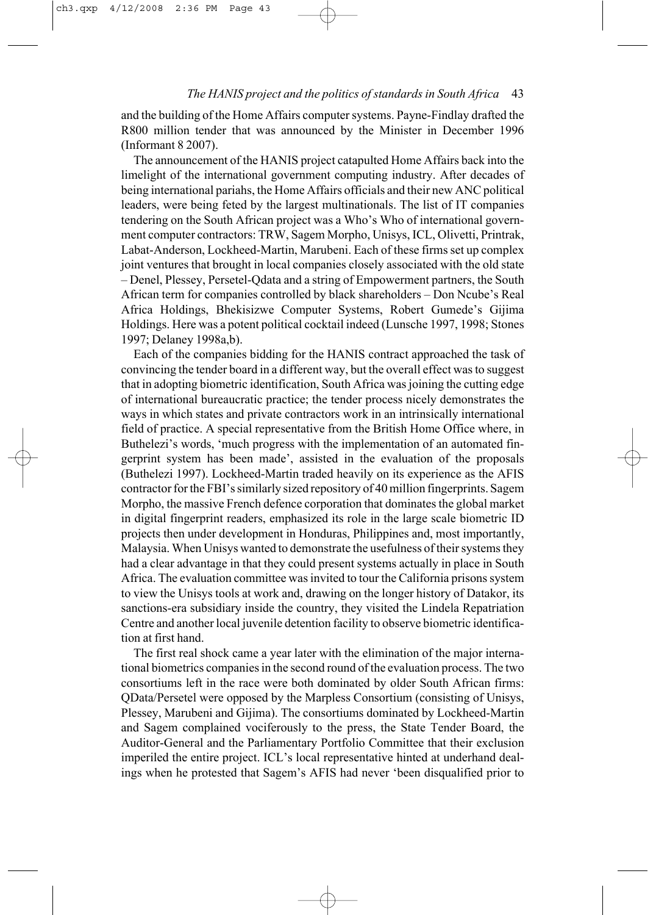and the building of the Home Affairs computer systems. Payne-Findlay drafted the R800 million tender that was announced by the Minister in December 1996 (Informant 8 2007).

The announcement of the HANIS project catapulted Home Affairs back into the limelight of the international government computing industry. After decades of being international pariahs, the Home Affairs officials and their new ANC political leaders, were being feted by the largest multinationals. The list of IT companies tendering on the South African project was a Who's Who of international government computer contractors: TRW, Sagem Morpho, Unisys, ICL, Olivetti, Printrak, Labat-Anderson, Lockheed-Martin, Marubeni. Each of these firms set up complex joint ventures that brought in local companies closely associated with the old state – Denel, Plessey, Persetel-Qdata and a string of Empowerment partners, the South African term for companies controlled by black shareholders – Don Ncube's Real Africa Holdings, Bhekisizwe Computer Systems, Robert Gumede's Gijima Holdings. Here was a potent political cocktail indeed (Lunsche 1997, 1998; Stones 1997; Delaney 1998a,b).

Each of the companies bidding for the HANIS contract approached the task of convincing the tender board in a different way, but the overall effect was to suggest that in adopting biometric identification, South Africa was joining the cutting edge of international bureaucratic practice; the tender process nicely demonstrates the ways in which states and private contractors work in an intrinsically international field of practice. A special representative from the British Home Office where, in Buthelezi's words, 'much progress with the implementation of an automated fingerprint system has been made', assisted in the evaluation of the proposals (Buthelezi 1997). Lockheed-Martin traded heavily on its experience as the AFIS contractor for the FBI's similarly sized repository of 40 million fingerprints. Sagem Morpho, the massive French defence corporation that dominates the global market in digital fingerprint readers, emphasized its role in the large scale biometric ID projects then under development in Honduras, Philippines and, most importantly, Malaysia. When Unisys wanted to demonstrate the usefulness of their systems they had a clear advantage in that they could present systems actually in place in South Africa. The evaluation committee was invited to tour the California prisons system to view the Unisys tools at work and, drawing on the longer history of Datakor, its sanctions-era subsidiary inside the country, they visited the Lindela Repatriation Centre and another local juvenile detention facility to observe biometric identification at first hand.

The first real shock came a year later with the elimination of the major international biometrics companies in the second round of the evaluation process. The two consortiums left in the race were both dominated by older South African firms: QData/Persetel were opposed by the Marpless Consortium (consisting of Unisys, Plessey, Marubeni and Gijima). The consortiums dominated by Lockheed-Martin and Sagem complained vociferously to the press, the State Tender Board, the Auditor-General and the Parliamentary Portfolio Committee that their exclusion imperiled the entire project. ICL's local representative hinted at underhand dealings when he protested that Sagem's AFIS had never 'been disqualified prior to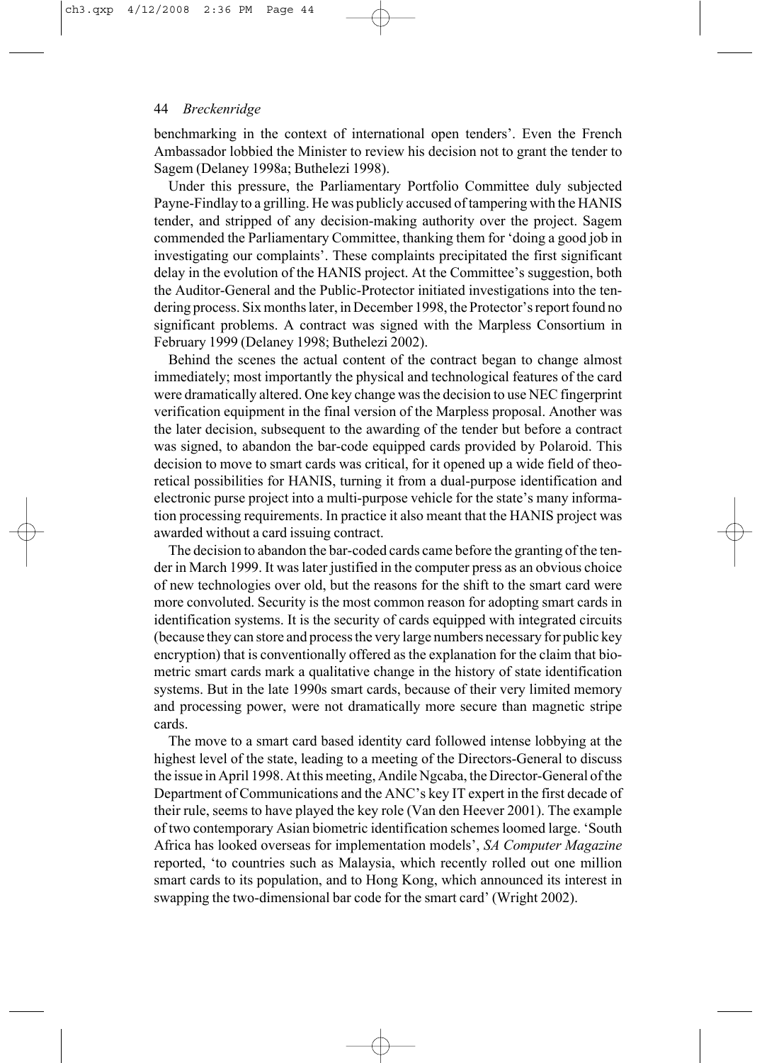benchmarking in the context of international open tenders'. Even the French Ambassador lobbied the Minister to review his decision not to grant the tender to Sagem (Delaney 1998a; Buthelezi 1998).

Under this pressure, the Parliamentary Portfolio Committee duly subjected Payne-Findlay to a grilling. He was publicly accused of tampering with the HANIS tender, and stripped of any decision-making authority over the project. Sagem commended the Parliamentary Committee, thanking them for 'doing a good job in investigating our complaints'. These complaints precipitated the first significant delay in the evolution of the HANIS project. At the Committee's suggestion, both the Auditor-General and the Public-Protector initiated investigations into the tendering process. Six months later, in December 1998, the Protector's report found no significant problems. A contract was signed with the Marpless Consortium in February 1999 (Delaney 1998; Buthelezi 2002).

Behind the scenes the actual content of the contract began to change almost immediately; most importantly the physical and technological features of the card were dramatically altered. One key change was the decision to use NEC fingerprint verification equipment in the final version of the Marpless proposal. Another was the later decision, subsequent to the awarding of the tender but before a contract was signed, to abandon the bar-code equipped cards provided by Polaroid. This decision to move to smart cards was critical, for it opened up a wide field of theoretical possibilities for HANIS, turning it from a dual-purpose identification and electronic purse project into a multi-purpose vehicle for the state's many information processing requirements. In practice it also meant that the HANIS project was awarded without a card issuing contract.

The decision to abandon the bar-coded cards came before the granting of the tender in March 1999. It was later justified in the computer press as an obvious choice of new technologies over old, but the reasons for the shift to the smart card were more convoluted. Security is the most common reason for adopting smart cards in identification systems. It is the security of cards equipped with integrated circuits (because they can store and process the very large numbers necessary for public key encryption) that is conventionally offered as the explanation for the claim that biometric smart cards mark a qualitative change in the history of state identification systems. But in the late 1990s smart cards, because of their very limited memory and processing power, were not dramatically more secure than magnetic stripe cards.

The move to a smart card based identity card followed intense lobbying at the highest level of the state, leading to a meeting of the Directors-General to discuss the issue in April 1998. At this meeting, Andile Ngcaba, the Director-General of the Department of Communications and the ANC's key IT expert in the first decade of their rule, seems to have played the key role (Van den Heever 2001). The example of two contemporary Asian biometric identification schemes loomed large. 'South Africa has looked overseas for implementation models', *SA Computer Magazine* reported, 'to countries such as Malaysia, which recently rolled out one million smart cards to its population, and to Hong Kong, which announced its interest in swapping the two-dimensional bar code for the smart card' (Wright 2002).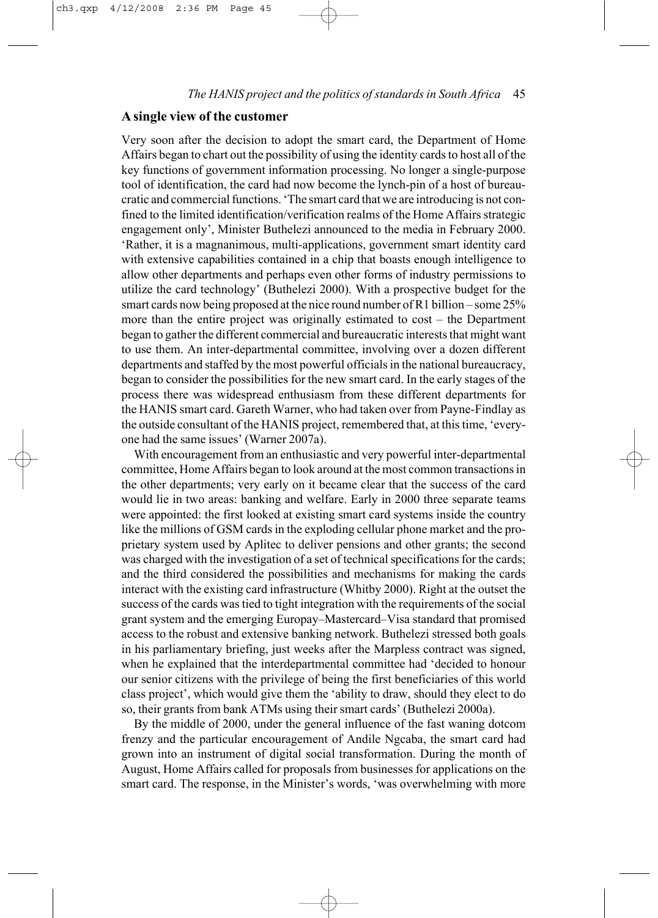## A single view of the customer

Very soon after the decision to adopt the smart card, the Department of Home Affairs began to chart out the possibility of using the identity cards to host all of the key functions of government information processing. No longer a single-purpose tool of identification, the card had now become the lynch-pin of a host of bureaucratic and commercial functions. 'The smart card that we are introducing is not confined to the limited identification/verification realms of the Home Affairs strategic engagement only', Minister Buthelezi announced to the media in February 2000. 'Rather, it is a magnanimous, multi-applications, government smart identity card with extensive capabilities contained in a chip that boasts enough intelligence to allow other departments and perhaps even other forms of industry permissions to utilize the card technology' (Buthelezi 2000). With a prospective budget for the smart cards now being proposed at the nice round number of R1 billion – some 25% more than the entire project was originally estimated to cost – the Department began to gather the different commercial and bureaucratic interests that might want to use them. An inter-departmental committee, involving over a dozen different departments and staffed by the most powerful officials in the national bureaucracy, began to consider the possibilities for the new smart card. In the early stages of the process there was widespread enthusiasm from these different departments for the HANIS smart card. Gareth Warner, who had taken over from Payne-Findlay as the outside consultant of the HANIS project, remembered that, at this time, 'everyone had the same issues' (Warner 2007a).

With encouragement from an enthusiastic and very powerful inter-departmental committee, Home Affairs began to look around at the most common transactions in the other departments; very early on it became clear that the success of the card would lie in two areas: banking and welfare. Early in 2000 three separate teams were appointed: the first looked at existing smart card systems inside the country like the millions of GSM cards in the exploding cellular phone market and the proprietary system used by Aplitec to deliver pensions and other grants; the second was charged with the investigation of a set of technical specifications for the cards; and the third considered the possibilities and mechanisms for making the cards interact with the existing card infrastructure (Whitby 2000). Right at the outset the success of the cards was tied to tight integration with the requirements of the social grant system and the emerging Europay–Mastercard–Visa standard that promised access to the robust and extensive banking network. Buthelezi stressed both goals in his parliamentary briefing, just weeks after the Marpless contract was signed, when he explained that the interdepartmental committee had 'decided to honour our senior citizens with the privilege of being the first beneficiaries of this world class project', which would give them the 'ability to draw, should they elect to do so, their grants from bank ATMs using their smart cards' (Buthelezi 2000a).

By the middle of 2000, under the general influence of the fast waning dotcom frenzy and the particular encouragement of Andile Ngcaba, the smart card had grown into an instrument of digital social transformation. During the month of August, Home Affairs called for proposals from businesses for applications on the smart card. The response, in the Minister's words, 'was overwhelming with more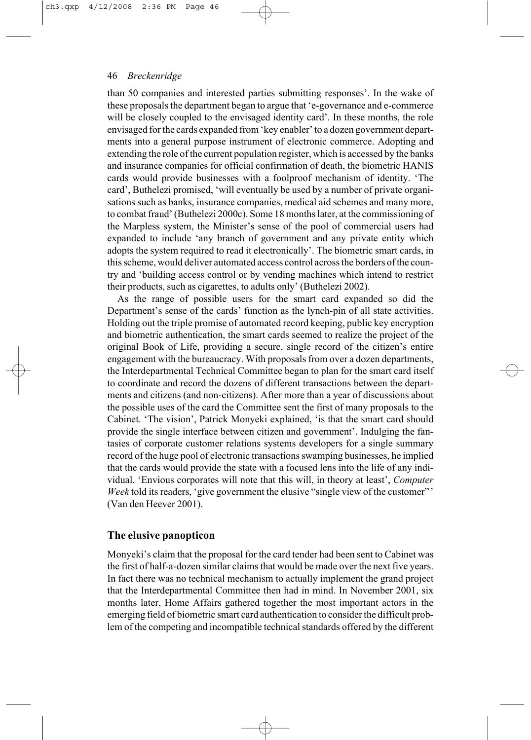than 50 companies and interested parties submitting responses'. In the wake of these proposals the department began to argue that 'e-governance and e-commerce will be closely coupled to the envisaged identity card'. In these months, the role envisaged for the cards expanded from 'key enabler' to a dozen government departments into a general purpose instrument of electronic commerce. Adopting and extending the role of the current population register, which is accessed by the banks and insurance companies for official confirmation of death, the biometric HANIS cards would provide businesses with a foolproof mechanism of identity. 'The card', Buthelezi promised, 'will eventually be used by a number of private organisations such as banks, insurance companies, medical aid schemes and many more, to combat fraud' (Buthelezi 2000c). Some 18 months later, at the commissioning of the Marpless system, the Minister's sense of the pool of commercial users had expanded to include 'any branch of government and any private entity which adopts the system required to read it electronically'. The biometric smart cards, in this scheme, would deliver automated access control across the borders of the country and 'building access control or by vending machines which intend to restrict their products, such as cigarettes, to adults only' (Buthelezi 2002).

As the range of possible users for the smart card expanded so did the Department's sense of the cards' function as the lynch-pin of all state activities. Holding out the triple promise of automated record keeping, public key encryption and biometric authentication, the smart cards seemed to realize the project of the original Book of Life, providing a secure, single record of the citizen's entire engagement with the bureaucracy. With proposals from over a dozen departments, the Interdepartmental Technical Committee began to plan for the smart card itself to coordinate and record the dozens of different transactions between the departments and citizens (and non-citizens). After more than a year of discussions about the possible uses of the card the Committee sent the first of many proposals to the Cabinet. 'The vision', Patrick Monyeki explained, 'is that the smart card should provide the single interface between citizen and government'. Indulging the fantasies of corporate customer relations systems developers for a single summary record of the huge pool of electronic transactions swamping businesses, he implied that the cards would provide the state with a focused lens into the life of any individual. 'Envious corporates will note that this will, in theory at least', *Computer Week* told its readers, 'give government the elusive "single view of the customer"' (Van den Heever 2001).

## The elusive panopticon

Monyeki's claim that the proposal for the card tender had been sent to Cabinet was the first of half-a-dozen similar claims that would be made over the next five years. In fact there was no technical mechanism to actually implement the grand project that the Interdepartmental Committee then had in mind. In November 2001, six months later, Home Affairs gathered together the most important actors in the emerging field of biometric smart card authentication to consider the difficult problem of the competing and incompatible technical standards offered by the different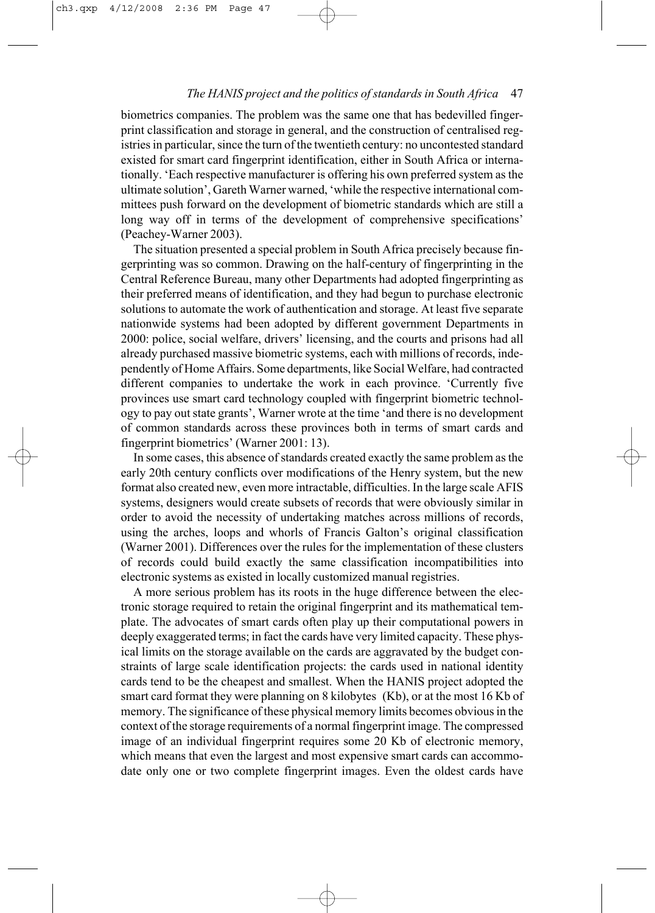biometrics companies. The problem was the same one that has bedevilled fingerprint classification and storage in general, and the construction of centralised registries in particular, since the turn of the twentieth century: no uncontested standard existed for smart card fingerprint identification, either in South Africa or internationally. 'Each respective manufacturer is offering his own preferred system as the ultimate solution', Gareth Warner warned, 'while the respective international committees push forward on the development of biometric standards which are still a long way off in terms of the development of comprehensive specifications' (Peachey-Warner 2003).

The situation presented a special problem in South Africa precisely because fingerprinting was so common. Drawing on the half-century of fingerprinting in the Central Reference Bureau, many other Departments had adopted fingerprinting as their preferred means of identification, and they had begun to purchase electronic solutions to automate the work of authentication and storage. At least five separate nationwide systems had been adopted by different government Departments in 2000: police, social welfare, drivers' licensing, and the courts and prisons had all already purchased massive biometric systems, each with millions of records, independently of Home Affairs. Some departments, like Social Welfare, had contracted different companies to undertake the work in each province. 'Currently five provinces use smart card technology coupled with fingerprint biometric technology to pay out state grants', Warner wrote at the time 'and there is no development of common standards across these provinces both in terms of smart cards and fingerprint biometrics' (Warner 2001: 13).

In some cases, this absence of standards created exactly the same problem as the early 20th century conflicts over modifications of the Henry system, but the new format also created new, even more intractable, difficulties. In the large scale AFIS systems, designers would create subsets of records that were obviously similar in order to avoid the necessity of undertaking matches across millions of records, using the arches, loops and whorls of Francis Galton's original classification (Warner 2001). Differences over the rules for the implementation of these clusters of records could build exactly the same classification incompatibilities into electronic systems as existed in locally customized manual registries.

A more serious problem has its roots in the huge difference between the electronic storage required to retain the original fingerprint and its mathematical template. The advocates of smart cards often play up their computational powers in deeply exaggerated terms; in fact the cards have very limited capacity. These physical limits on the storage available on the cards are aggravated by the budget constraints of large scale identification projects: the cards used in national identity cards tend to be the cheapest and smallest. When the HANIS project adopted the smart card format they were planning on 8 kilobytes (Kb), or at the most 16 Kb of memory. The significance of these physical memory limits becomes obvious in the context of the storage requirements of a normal fingerprint image. The compressed image of an individual fingerprint requires some 20 Kb of electronic memory, which means that even the largest and most expensive smart cards can accommodate only one or two complete fingerprint images. Even the oldest cards have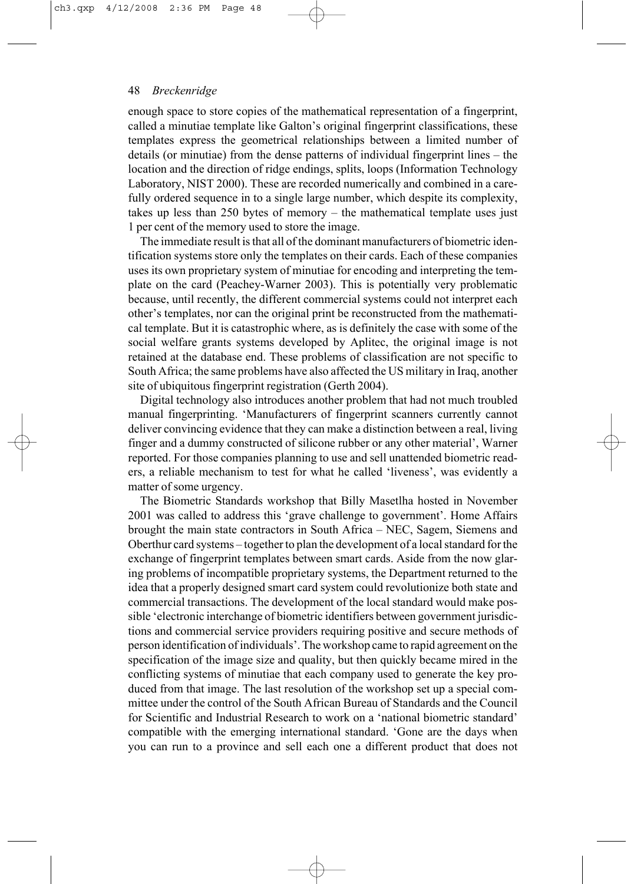enough space to store copies of the mathematical representation of a fingerprint, called a minutiae template like Galton's original fingerprint classifications, these templates express the geometrical relationships between a limited number of details (or minutiae) from the dense patterns of individual fingerprint lines – the location and the direction of ridge endings, splits, loops (Information Technology Laboratory, NIST 2000). These are recorded numerically and combined in a carefully ordered sequence in to a single large number, which despite its complexity, takes up less than 250 bytes of memory – the mathematical template uses just 1 per cent of the memory used to store the image.

The immediate result is that all of the dominant manufacturers of biometric identification systems store only the templates on their cards. Each of these companies uses its own proprietary system of minutiae for encoding and interpreting the template on the card (Peachey-Warner 2003). This is potentially very problematic because, until recently, the different commercial systems could not interpret each other's templates, nor can the original print be reconstructed from the mathematical template. But it is catastrophic where, as is definitely the case with some of the social welfare grants systems developed by Aplitec, the original image is not retained at the database end. These problems of classification are not specific to South Africa; the same problems have also affected the US military in Iraq, another site of ubiquitous fingerprint registration (Gerth 2004).

Digital technology also introduces another problem that had not much troubled manual fingerprinting. 'Manufacturers of fingerprint scanners currently cannot deliver convincing evidence that they can make a distinction between a real, living finger and a dummy constructed of silicone rubber or any other material', Warner reported. For those companies planning to use and sell unattended biometric readers, a reliable mechanism to test for what he called 'liveness', was evidently a matter of some urgency.

The Biometric Standards workshop that Billy Masetlha hosted in November 2001 was called to address this 'grave challenge to government'. Home Affairs brought the main state contractors in South Africa – NEC, Sagem, Siemens and Oberthur card systems – together to plan the development of a local standard for the exchange of fingerprint templates between smart cards. Aside from the now glaring problems of incompatible proprietary systems, the Department returned to the idea that a properly designed smart card system could revolutionize both state and commercial transactions. The development of the local standard would make possible 'electronic interchange of biometric identifiers between government jurisdictions and commercial service providers requiring positive and secure methods of person identification of individuals'. The workshop came to rapid agreement on the specification of the image size and quality, but then quickly became mired in the conflicting systems of minutiae that each company used to generate the key produced from that image. The last resolution of the workshop set up a special committee under the control of the South African Bureau of Standards and the Council for Scientific and Industrial Research to work on a 'national biometric standard' compatible with the emerging international standard. 'Gone are the days when you can run to a province and sell each one a different product that does not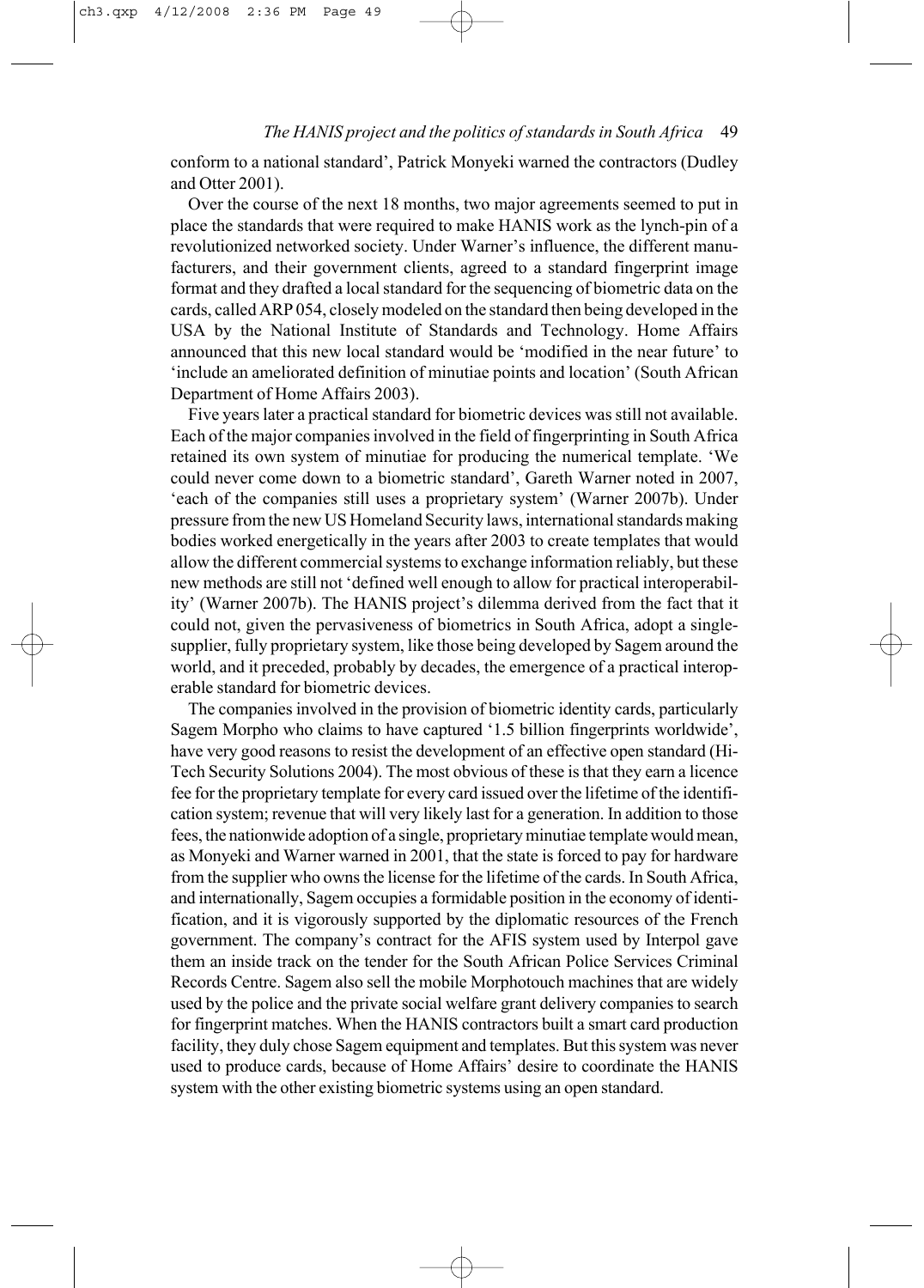conform to a national standard', Patrick Monyeki warned the contractors (Dudley and Otter 2001).

Over the course of the next 18 months, two major agreements seemed to put in place the standards that were required to make HANIS work as the lynch-pin of a revolutionized networked society. Under Warner's influence, the different manufacturers, and their government clients, agreed to a standard fingerprint image format and they drafted a local standard for the sequencing of biometric data on the cards, called ARP 054, closely modeled on the standard then being developed in the USA by the National Institute of Standards and Technology. Home Affairs announced that this new local standard would be 'modified in the near future' to 'include an ameliorated definition of minutiae points and location' (South African Department of Home Affairs 2003).

Five years later a practical standard for biometric devices was still not available. Each of the major companies involved in the field of fingerprinting in South Africa retained its own system of minutiae for producing the numerical template. 'We could never come down to a biometric standard', Gareth Warner noted in 2007, 'each of the companies still uses a proprietary system' (Warner 2007b). Under pressure from the new US Homeland Security laws, international standards making bodies worked energetically in the years after 2003 to create templates that would allow the different commercial systems to exchange information reliably, but these new methods are still not 'defined well enough to allow for practical interoperability' (Warner 2007b). The HANIS project's dilemma derived from the fact that it could not, given the pervasiveness of biometrics in South Africa, adopt a single-supplier, fully proprietary system, like those being developed by Sagem around the world, and it preceded, probably by decades, the emergence of a practical interoperable standard for biometric devices.

The companies involved in the provision of biometric identity cards, particularly Sagem Morpho who claims to have captured '1.5 billion fingerprints worldwide', have very good reasons to resist the development of an effective open standard (Hi-Tech Security Solutions 2004). The most obvious of these is that they earn a licence fee for the proprietary template for every card issued over the lifetime of the identification system; revenue that will very likely last for a generation. In addition to those fees, the nationwide adoption of a single, proprietary minutiae template would mean, as Monyeki and Warner warned in 2001, that the state is forced to pay for hardware from the supplier who owns the license for the lifetime of the cards. In South Africa, and internationally, Sagem occupies a formidable position in the economy of identification, and it is vigorously supported by the diplomatic resources of the French government. The company's contract for the AFIS system used by Interpol gave them an inside track on the tender for the South African Police Services Criminal Records Centre. Sagem also sell the mobile Morphotouch machines that are widely used by the police and the private social welfare grant delivery companies to search for fingerprint matches. When the HANIS contractors built a smart card production facility, they duly chose Sagem equipment and templates. But this system was never used to produce cards, because of Home Affairs' desire to coordinate the HANIS system with the other existing biometric systems using an open standard.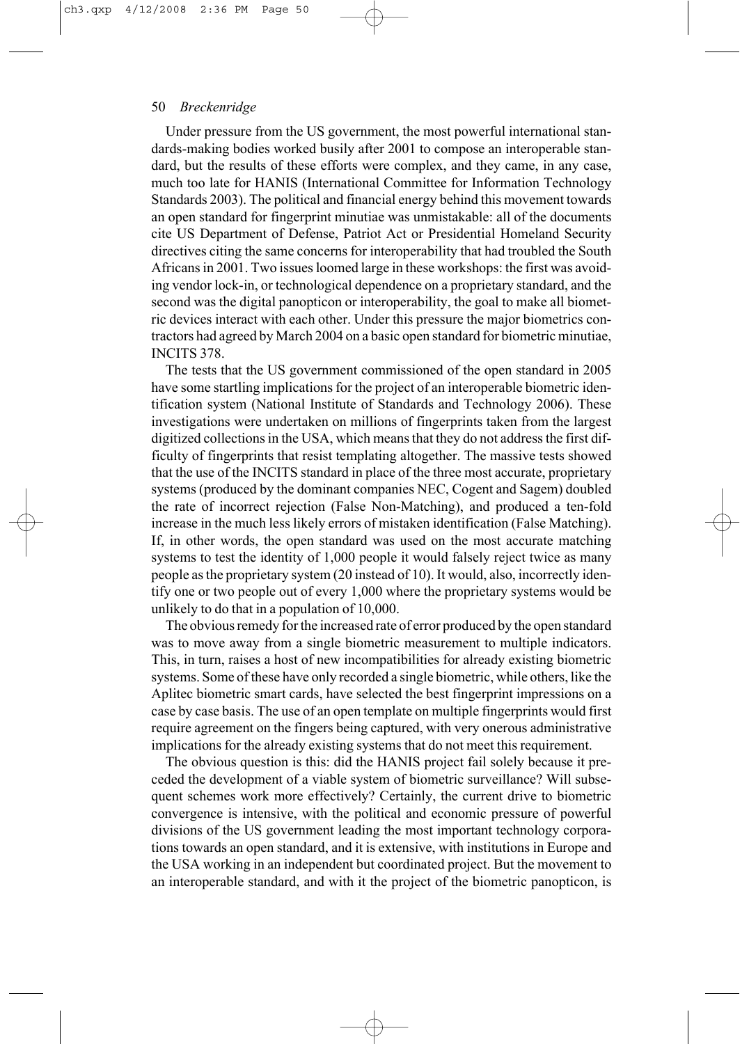Under pressure from the US government, the most powerful international standards-making bodies worked busily after 2001 to compose an interoperable standard, but the results of these efforts were complex, and they came, in any case, much too late for HANIS (International Committee for Information Technology Standards 2003). The political and financial energy behind this movement towards an open standard for fingerprint minutiae was unmistakable: all of the documents cite US Department of Defense, Patriot Act or Presidential Homeland Security directives citing the same concerns for interoperability that had troubled the South Africans in 2001. Two issues loomed large in these workshops: the first was avoiding vendor lock-in, or technological dependence on a proprietary standard, and the second was the digital panopticon or interoperability, the goal to make all biometric devices interact with each other. Under this pressure the major biometrics contractors had agreed by March 2004 on a basic open standard for biometric minutiae, INCITS 378.

The tests that the US government commissioned of the open standard in 2005 have some startling implications for the project of an interoperable biometric identification system (National Institute of Standards and Technology 2006). These investigations were undertaken on millions of fingerprints taken from the largest digitized collections in the USA, which means that they do not address the first difficulty of fingerprints that resist templating altogether. The massive tests showed that the use of the INCITS standard in place of the three most accurate, proprietary systems (produced by the dominant companies NEC, Cogent and Sagem) doubled the rate of incorrect rejection (False Non-Matching), and produced a ten-fold increase in the much less likely errors of mistaken identification (False Matching). If, in other words, the open standard was used on the most accurate matching systems to test the identity of 1,000 people it would falsely reject twice as many people as the proprietary system (20 instead of 10). It would, also, incorrectly identify one or two people out of every 1,000 where the proprietary systems would be unlikely to do that in a population of 10,000.

The obvious remedy for the increased rate of error produced by the open standard was to move away from a single biometric measurement to multiple indicators. This, in turn, raises a host of new incompatibilities for already existing biometric systems. Some of these have only recorded a single biometric, while others, like the Aplitec biometric smart cards, have selected the best fingerprint impressions on a case by case basis. The use of an open template on multiple fingerprints would first require agreement on the fingers being captured, with very onerous administrative implications for the already existing systems that do not meet this requirement.

The obvious question is this: did the HANIS project fail solely because it preceded the development of a viable system of biometric surveillance? Will subsequent schemes work more effectively? Certainly, the current drive to biometric convergence is intensive, with the political and economic pressure of powerful divisions of the US government leading the most important technology corporations towards an open standard, and it is extensive, with institutions in Europe and the USA working in an independent but coordinated project. But the movement to an interoperable standard, and with it the project of the biometric panopticon, is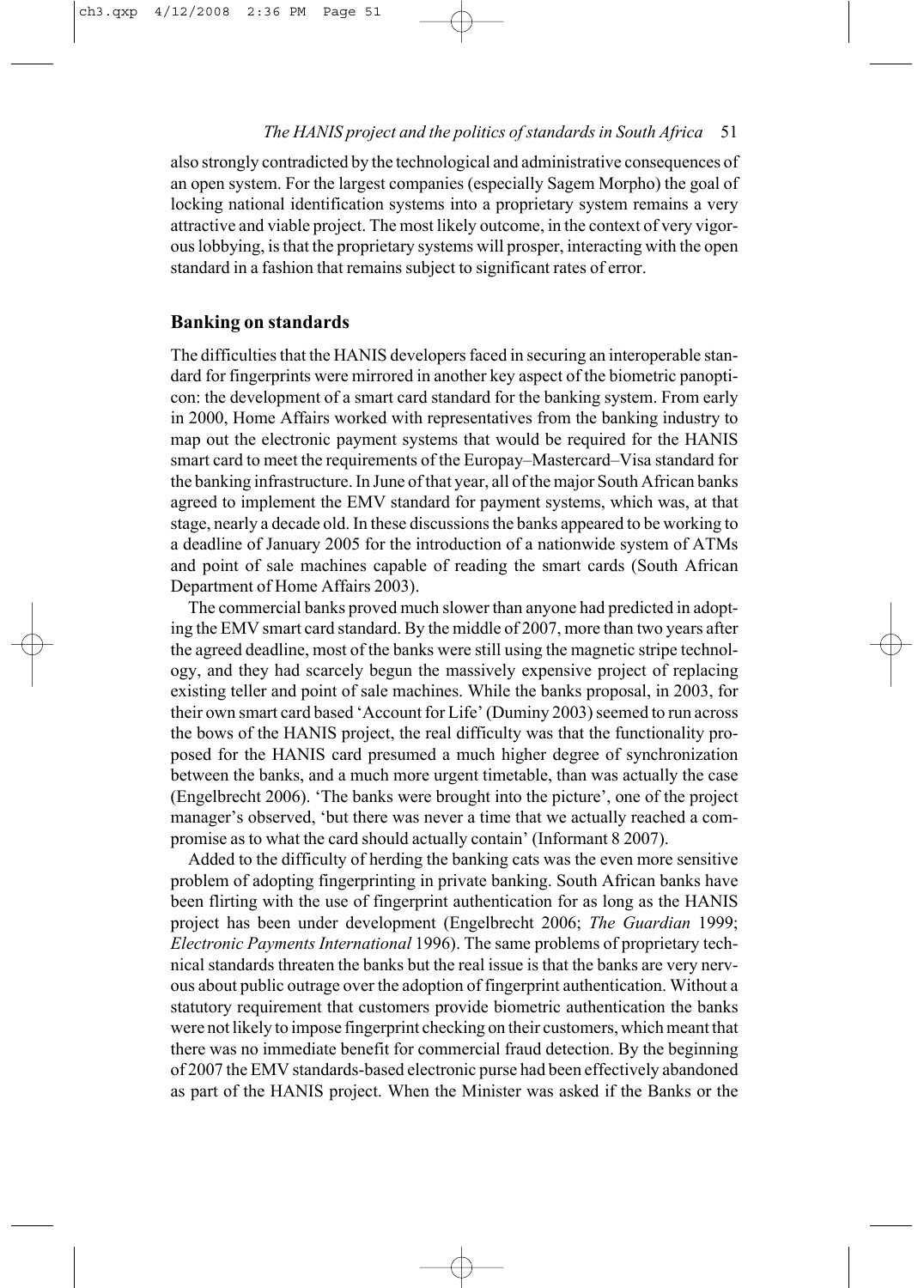also strongly contradicted by the technological and administrative consequences of an open system. For the largest companies (especially Sagem Morpho) the goal of locking national identification systems into a proprietary system remains a very attractive and viable project. The most likely outcome, in the context of very vigorous lobbying, is that the proprietary systems will prosper, interacting with the open standard in a fashion that remains subject to significant rates of error.

## Banking on standards

The difficulties that the HANIS developers faced in securing an interoperable standard for fingerprints were mirrored in another key aspect of the biometric panopticon: the development of a smart card standard for the banking system. From early in 2000, Home Affairs worked with representatives from the banking industry to map out the electronic payment systems that would be required for the HANIS smart card to meet the requirements of the Europay–Mastercard–Visa standard for the banking infrastructure. In June of that year, all of the major South African banks agreed to implement the EMV standard for payment systems, which was, at that stage, nearly a decade old. In these discussions the banks appeared to be working to a deadline of January 2005 for the introduction of a nationwide system of ATMs and point of sale machines capable of reading the smart cards (South African Department of Home Affairs 2003).

The commercial banks proved much slower than anyone had predicted in adopting the EMV smart card standard. By the middle of 2007, more than two years after the agreed deadline, most of the banks were still using the magnetic stripe technology, and they had scarcely begun the massively expensive project of replacing existing teller and point of sale machines. While the banks proposal, in 2003, for their own smart card based 'Account for Life' (Duminy 2003) seemed to run across the bows of the HANIS project, the real difficulty was that the functionality proposed for the HANIS card presumed a much higher degree of synchronization between the banks, and a much more urgent timetable, than was actually the case (Engelbrecht 2006). 'The banks were brought into the picture', one of the project manager's observed, 'but there was never a time that we actually reached a compromise as to what the card should actually contain' (Informant 8 2007).

Added to the difficulty of herding the banking cats was the even more sensitive problem of adopting fingerprinting in private banking. South African banks have been flirting with the use of fingerprint authentication for as long as the HANIS project has been under development (Engelbrecht 2006; *The Guardian* 1999; *Electronic Payments International* 1996). The same problems of proprietary technical standards threaten the banks but the real issue is that the banks are very nervous about public outrage over the adoption of fingerprint authentication. Without a statutory requirement that customers provide biometric authentication the banks were not likely to impose fingerprint checking on their customers, which meant that there was no immediate benefit for commercial fraud detection. By the beginning of 2007 the EMV standards-based electronic purse had been effectively abandoned as part of the HANIS project. When the Minister was asked if the Banks or the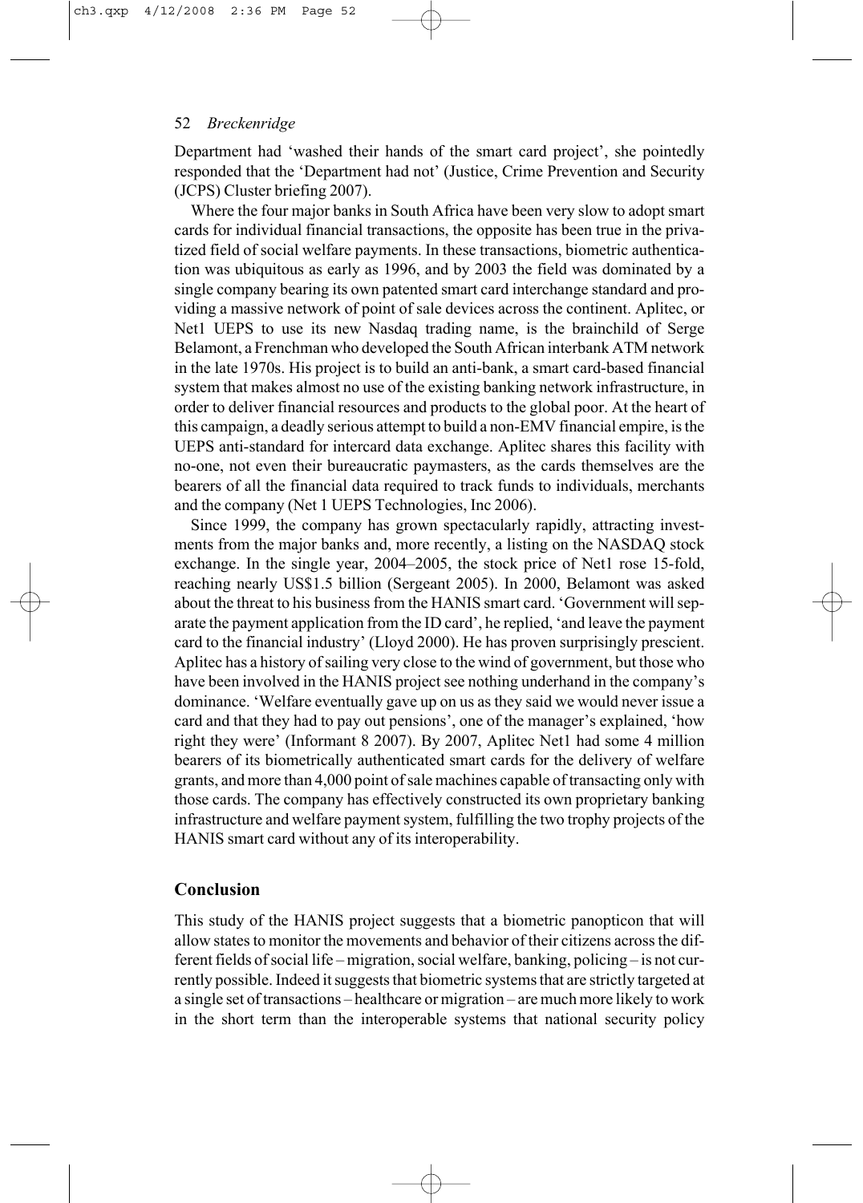Department had 'washed their hands of the smart card project', she pointedly responded that the 'Department had not' (Justice, Crime Prevention and Security (JCPS) Cluster briefing 2007).

Where the four major banks in South Africa have been very slow to adopt smart cards for individual financial transactions, the opposite has been true in the privatized field of social welfare payments. In these transactions, biometric authentication was ubiquitous as early as 1996, and by 2003 the field was dominated by a single company bearing its own patented smart card interchange standard and providing a massive network of point of sale devices across the continent. Aplitec, or Net1 UEPS to use its new Nasdaq trading name, is the brainchild of Serge Belamont, a Frenchman who developed the South African interbank ATM network in the late 1970s. His project is to build an anti-bank, a smart card-based financial system that makes almost no use of the existing banking network infrastructure, in order to deliver financial resources and products to the global poor. At the heart of this campaign, a deadly serious attempt to build a non-EMV financial empire, is the UEPS anti-standard for intercard data exchange. Aplitec shares this facility with no-one, not even their bureaucratic paymasters, as the cards themselves are the bearers of all the financial data required to track funds to individuals, merchants and the company (Net 1 UEPS Technologies, Inc 2006).

Since 1999, the company has grown spectacularly rapidly, attracting investments from the major banks and, more recently, a listing on the NASDAQ stock exchange. In the single year, 2004–2005, the stock price of Net1 rose 15-fold, reaching nearly US$1.5 billion (Sergeant 2005). In 2000, Belamont was asked about the threat to his business from the HANIS smart card. 'Government will separate the payment application from the ID card', he replied, 'and leave the payment card to the financial industry' (Lloyd 2000). He has proven surprisingly prescient. Aplitec has a history of sailing very close to the wind of government, but those who have been involved in the HANIS project see nothing underhand in the company's dominance. 'Welfare eventually gave up on us as they said we would never issue a card and that they had to pay out pensions', one of the manager's explained, 'how right they were' (Informant 8 2007). By 2007, Aplitec Net1 had some 4 million bearers of its biometrically authenticated smart cards for the delivery of welfare grants, and more than 4,000 point of sale machines capable of transacting only with those cards. The company has effectively constructed its own proprietary banking infrastructure and welfare payment system, fulfilling the two trophy projects of the HANIS smart card without any of its interoperability.

## Conclusion

This study of the HANIS project suggests that a biometric panopticon that will allow states to monitor the movements and behavior of their citizens across the different fields of social life – migration, social welfare, banking, policing – is not currently possible. Indeed it suggests that biometric systems that are strictly targeted at a single set of transactions – healthcare or migration – are much more likely to work in the short term than the interoperable systems that national security policy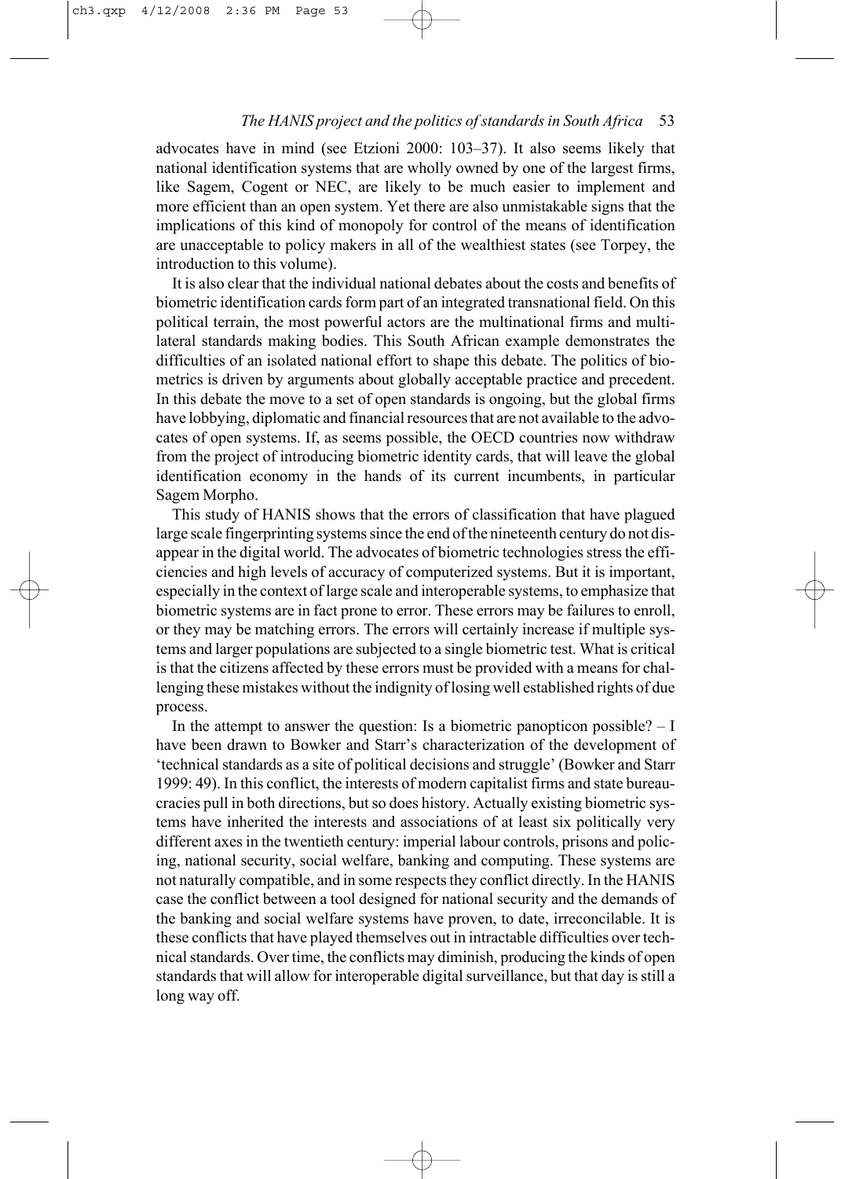advocates have in mind (see Etzioni 2000: 103–37). It also seems likely that national identification systems that are wholly owned by one of the largest firms, like Sagem, Cogent or NEC, are likely to be much easier to implement and more efficient than an open system. Yet there are also unmistakable signs that the implications of this kind of monopoly for control of the means of identification are unacceptable to policy makers in all of the wealthiest states (see Torpey, the introduction to this volume).

It is also clear that the individual national debates about the costs and benefits of biometric identification cards form part of an integrated transnational field. On this political terrain, the most powerful actors are the multinational firms and multilateral standards making bodies. This South African example demonstrates the difficulties of an isolated national effort to shape this debate. The politics of biometrics is driven by arguments about globally acceptable practice and precedent. In this debate the move to a set of open standards is ongoing, but the global firms have lobbying, diplomatic and financial resources that are not available to the advocates of open systems. If, as seems possible, the OECD countries now withdraw from the project of introducing biometric identity cards, that will leave the global identification economy in the hands of its current incumbents, in particular Sagem Morpho.

This study of HANIS shows that the errors of classification that have plagued large scale fingerprinting systems since the end of the nineteenth century do not disappear in the digital world. The advocates of biometric technologies stress the efficiencies and high levels of accuracy of computerized systems. But it is important, especially in the context of large scale and interoperable systems, to emphasize that biometric systems are in fact prone to error. These errors may be failures to enroll, or they may be matching errors. The errors will certainly increase if multiple systems and larger populations are subjected to a single biometric test. What is critical is that the citizens affected by these errors must be provided with a means for challenging these mistakes without the indignity of losing well established rights of due process.

In the attempt to answer the question: Is a biometric panopticon possible? – I have been drawn to Bowker and Starr's characterization of the development of 'technical standards as a site of political decisions and struggle' (Bowker and Starr 1999: 49). In this conflict, the interests of modern capitalist firms and state bureaucracies pull in both directions, but so does history. Actually existing biometric systems have inherited the interests and associations of at least six politically very different axes in the twentieth century: imperial labour controls, prisons and policing, national security, social welfare, banking and computing. These systems are not naturally compatible, and in some respects they conflict directly. In the HANIS case the conflict between a tool designed for national security and the demands of the banking and social welfare systems have proven, to date, irreconcilable. It is these conflicts that have played themselves out in intractable difficulties over technical standards. Over time, the conflicts may diminish, producing the kinds of open standards that will allow for interoperable digital surveillance, but that day is still a long way off.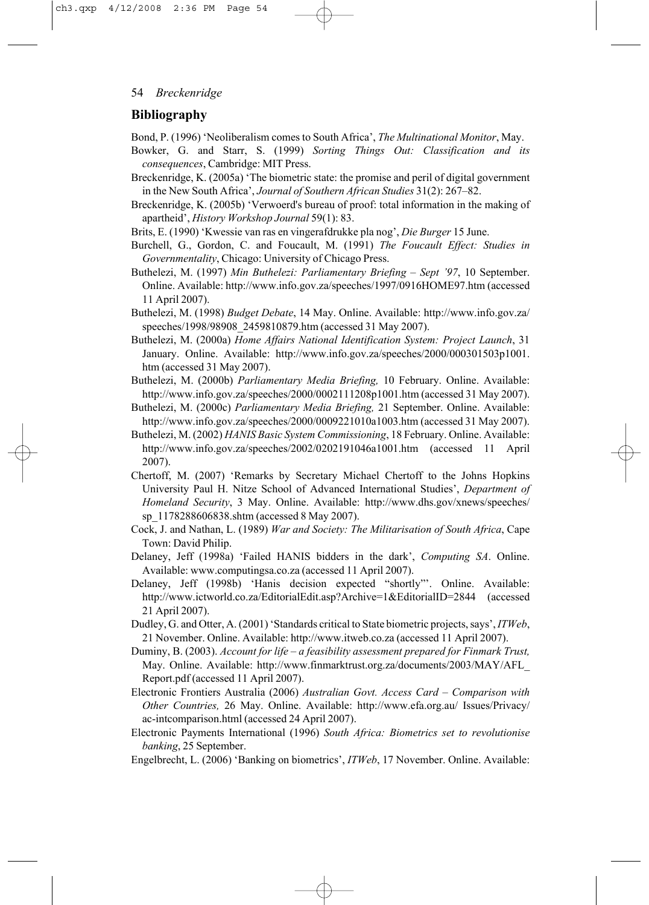## Bibliography

Bond, P. (1996) 'Neoliberalism comes to South Africa', *The Multinational Monitor*, May.

Bowker, G. and Starr, S. (1999) *Sorting Things Out: Classification and its consequences*, Cambridge: MIT Press.

Breckenridge, K. (2005a) 'The biometric state: the promise and peril of digital government in the New South Africa', *Journal of Southern African Studies* 31(2): 267–82.

Breckenridge, K. (2005b) 'Verwoerd's bureau of proof: total information in the making of apartheid', *History Workshop Journal* 59(1): 83.

Brits, E. (1990) 'Kwessie van ras en vingerafdrukke pla nog', *Die Burger* 15 June.

Burchell, G., Gordon, C. and Foucault, M. (1991) *The Foucault Effect: Studies in Governmentality*, Chicago: University of Chicago Press.

Buthelezi, M. (1997) *Min Buthelezi: Parliamentary Briefing – Sept '97*, 10 September. Online. Available: http://www.info.gov.za/speeches/1997/0916HOME97.htm (accessed 11 April 2007).

Buthelezi, M. (1998) *Budget Debate*, 14 May. Online. Available: http://www.info.gov.za/speeches/1998/98908_2459810879.htm (accessed 31 May 2007).

Buthelezi, M. (2000a) *Home Affairs National Identification System: Project Launch*, 31 January. Online. Available: http://www.info.gov.za/speeches/2000/000301503p1001.htm (accessed 31 May 2007).

Buthelezi, M. (2000b) *Parliamentary Media Briefing,* 10 February. Online. Available: http://www.info.gov.za/speeches/2000/0002111208p1001.htm (accessed 31 May 2007).

Buthelezi, M. (2000c) *Parliamentary Media Briefing,* 21 September. Online. Available: http://www.info.gov.za/speeches/2000/0009221010a1003.htm (accessed 31 May 2007).

Buthelezi, M. (2002) *HANIS Basic System Commissioning*, 18 February. Online. Available: http://www.info.gov.za/speeches/2002/0202191046a1001.htm (accessed 11 April 2007).

Chertoff, M. (2007) 'Remarks by Secretary Michael Chertoff to the Johns Hopkins University Paul H. Nitze School of Advanced International Studies', *Department of Homeland Security*, 3 May. Online. Available: http://www.dhs.gov/xnews/speeches/sp_1178288606838.shtm (accessed 8 May 2007).

Cock, J. and Nathan, L. (1989) *War and Society: The Militarisation of South Africa*, Cape Town: David Philip.

Delaney, Jeff (1998a) 'Failed HANIS bidders in the dark', *Computing SA*. Online. Available: www.computingsa.co.za (accessed 11 April 2007).

Delaney, Jeff (1998b) 'Hanis decision expected "shortly"'. Online. Available: http://www.ictworld.co.za/EditorialEdit.asp?Archive=1&EditorialID=2844 (accessed 21 April 2007).

Dudley, G. and Otter, A. (2001) 'Standards critical to State biometric projects, says', *ITWeb*, 21 November. Online. Available: http://www.itweb.co.za (accessed 11 April 2007).

Duminy, B. (2003). *Account for life – a feasibility assessment prepared for Finmark Trust,* May. Online. Available: http://www.finmarktrust.org.za/documents/2003/MAY/AFL_Report.pdf (accessed 11 April 2007).

Electronic Frontiers Australia (2006) *Australian Govt. Access Card – Comparison with Other Countries,* 26 May. Online. Available: http://www.efa.org.au/ Issues/Privacy/ac-intcomparison.html (accessed 24 April 2007).

Electronic Payments International (1996) *South Africa: Biometrics set to revolutionise banking*, 25 September.

Engelbrecht, L. (2006) 'Banking on biometrics', *ITWeb*, 17 November. Online. Available: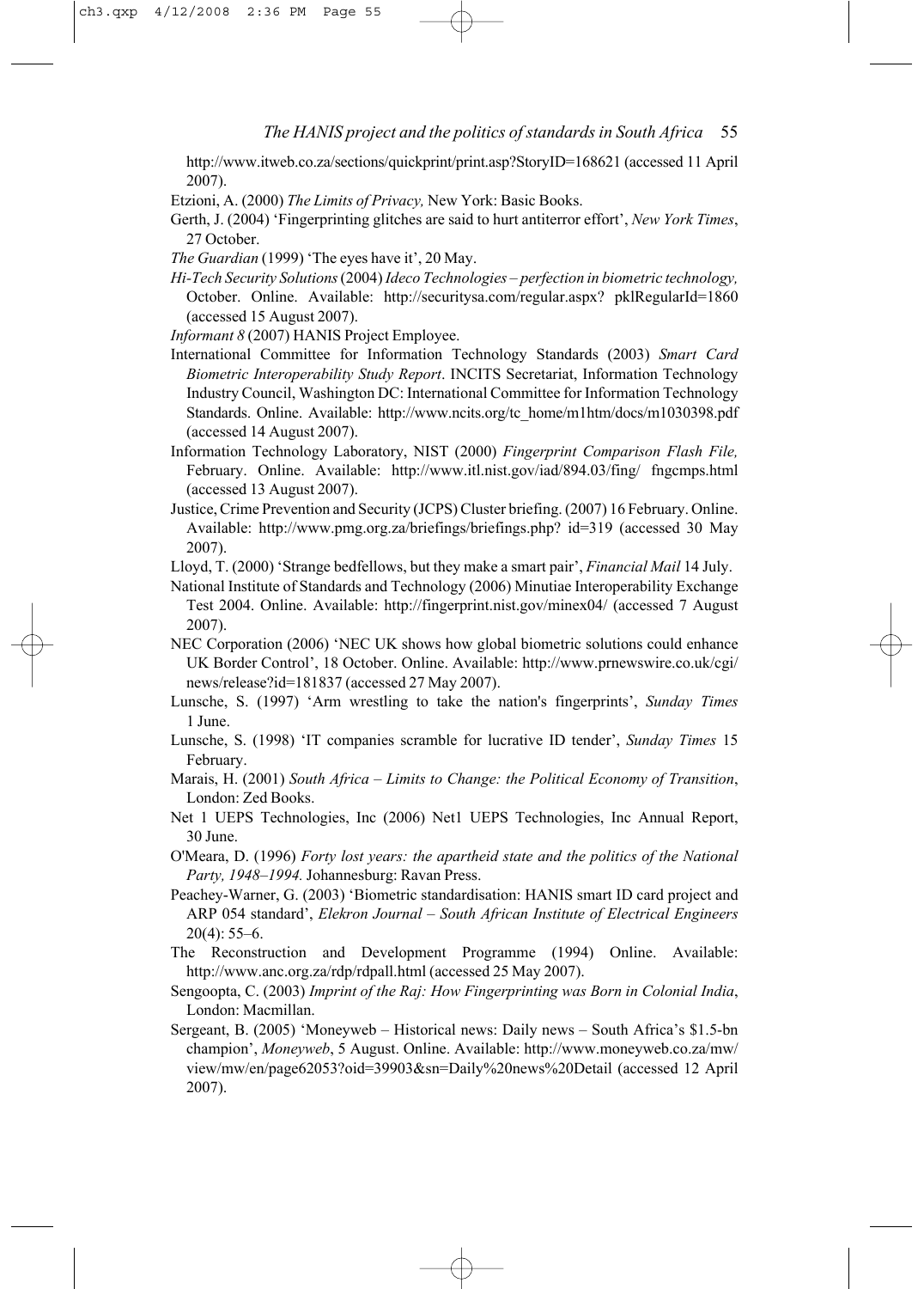http://www.itweb.co.za/sections/quickprint/print.asp?StoryID=168621 (accessed 11 April 2007).

Etzioni, A. (2000) *The Limits of Privacy,* New York: Basic Books.

Gerth, J. (2004) 'Fingerprinting glitches are said to hurt antiterror effort', *New York Times*, 27 October.

*The Guardian* (1999) 'The eyes have it', 20 May.

*Hi-Tech Security Solutions* (2004) *Ideco Technologies – perfection in biometric technology,* October. Online. Available: http://securitysa.com/regular.aspx? pklRegularId=1860 (accessed 15 August 2007).

*Informant 8* (2007) HANIS Project Employee.

International Committee for Information Technology Standards (2003) *Smart Card Biometric Interoperability Study Report*. INCITS Secretariat, Information Technology Industry Council, Washington DC: International Committee for Information Technology Standards. Online. Available: http://www.ncits.org/tc_home/m1htm/docs/m1030398.pdf (accessed 14 August 2007).

Information Technology Laboratory, NIST (2000) *Fingerprint Comparison Flash File,* February. Online. Available: http://www.itl.nist.gov/iad/894.03/fing/ fngcmps.html (accessed 13 August 2007).

Justice, Crime Prevention and Security (JCPS) Cluster briefing. (2007) 16 February. Online. Available: http://www.pmg.org.za/briefings/briefings.php? id=319 (accessed 30 May 2007).

Lloyd, T. (2000) 'Strange bedfellows, but they make a smart pair', *Financial Mail* 14 July.

National Institute of Standards and Technology (2006) Minutiae Interoperability Exchange Test 2004. Online. Available: http://fingerprint.nist.gov/minex04/ (accessed 7 August 2007).

NEC Corporation (2006) 'NEC UK shows how global biometric solutions could enhance UK Border Control', 18 October. Online. Available: http://www.prnewswire.co.uk/cgi/news/release?id=181837 (accessed 27 May 2007).

Lunsche, S. (1997) 'Arm wrestling to take the nation's fingerprints', *Sunday Times* 1 June.

Lunsche, S. (1998) 'IT companies scramble for lucrative ID tender', *Sunday Times* 15 February.

Marais, H. (2001) *South Africa – Limits to Change: the Political Economy of Transition*, London: Zed Books.

Net 1 UEPS Technologies, Inc (2006) Net1 UEPS Technologies, Inc Annual Report, 30 June.

O'Meara, D. (1996) *Forty lost years: the apartheid state and the politics of the National Party, 1948–1994.* Johannesburg: Ravan Press.

Peachey-Warner, G. (2003) 'Biometric standardisation: HANIS smart ID card project and ARP 054 standard', *Elekron Journal – South African Institute of Electrical Engineers* 20(4): 55–6.

The Reconstruction and Development Programme (1994) Online. Available: http://www.anc.org.za/rdp/rdpall.html (accessed 25 May 2007).

Sengoopta, C. (2003) *Imprint of the Raj: How Fingerprinting was Born in Colonial India*, London: Macmillan.

Sergeant, B. (2005) 'Moneyweb – Historical news: Daily news – South Africa's $1.5-bn champion', *Moneyweb*, 5 August. Online. Available: http://www.moneyweb.co.za/mw/view/mw/en/page62053?oid=39903&sn=Daily%20news%20Detail (accessed 12 April 2007).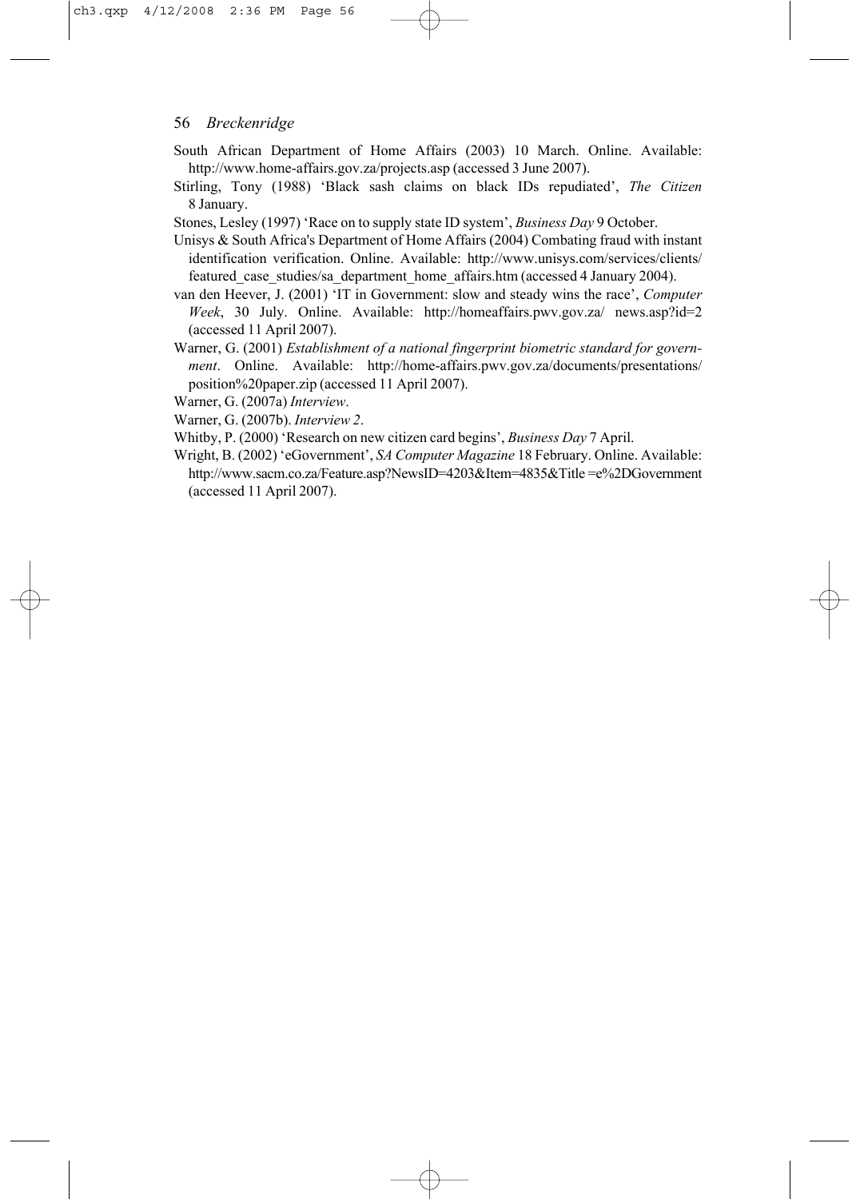South African Department of Home Affairs (2003) 10 March. Online. Available: http://www.home-affairs.gov.za/projects.asp (accessed 3 June 2007).

Stirling, Tony (1988) 'Black sash claims on black IDs repudiated', *The Citizen* 8 January.

Stones, Lesley (1997) 'Race on to supply state ID system', *Business Day* 9 October.

Unisys & South Africa's Department of Home Affairs (2004) Combating fraud with instant identification verification. Online. Available: http://www.unisys.com/services/clients/featured_case_studies/sa_department_home_affairs.htm (accessed 4 January 2004).

van den Heever, J. (2001) 'IT in Government: slow and steady wins the race', *Computer Week*, 30 July. Online. Available: http://homeaffairs.pwv.gov.za/ news.asp?id=2 (accessed 11 April 2007).

Warner, G. (2001) *Establishment of a national fingerprint biometric standard for government*. Online. Available: http://home-affairs.pwv.gov.za/documents/presentations/position%20paper.zip (accessed 11 April 2007).

Warner, G. (2007a) *Interview*.

Warner, G. (2007b). *Interview 2*.

Whitby, P. (2000) 'Research on new citizen card begins', *Business Day* 7 April.

Wright, B. (2002) 'eGovernment', *SA Computer Magazine* 18 February. Online. Available: http://www.sacm.co.za/Feature.asp?NewsID=4203&Item=4835&Title =e%2DGovernment (accessed 11 April 2007).